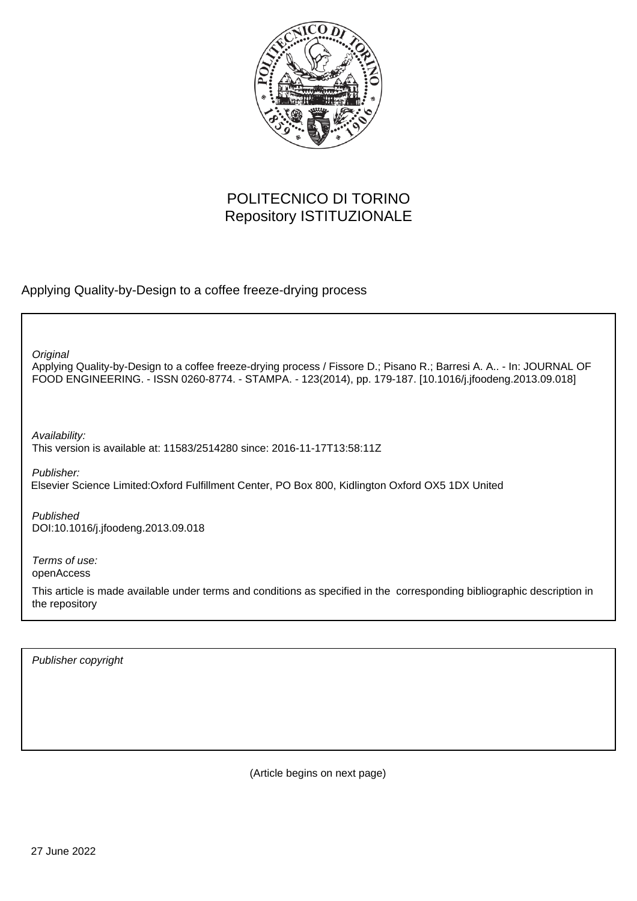POLITECNICO DI TORINO
Repository ISTITUZIONALE

Applying Quality-by-Design to a coffee freeze-drying process

*Original*
Applying Quality-by-Design to a coffee freeze-drying process / Fissore D.; Pisano R.; Barresi A. A.. - In: JOURNAL OF FOOD ENGINEERING. - ISSN 0260-8774. - STAMPA. - 123(2014), pp. 179-187. [10.1016/j.jfoodeng.2013.09.018]

*Availability:*
This version is available at: 11583/2514280 since: 2016-11-17T13:58:11Z

*Publisher:*
Elsevier Science Limited:Oxford Fulfillment Center, PO Box 800, Kidlington Oxford OX5 1DX United

*Published*
DOI:10.1016/j.jfoodeng.2013.09.018

*Terms of use:*
openAccess

This article is made available under terms and conditions as specified in the corresponding bibliographic description in the repository

*Publisher copyright*

(Article begins on next page)

27 June 2022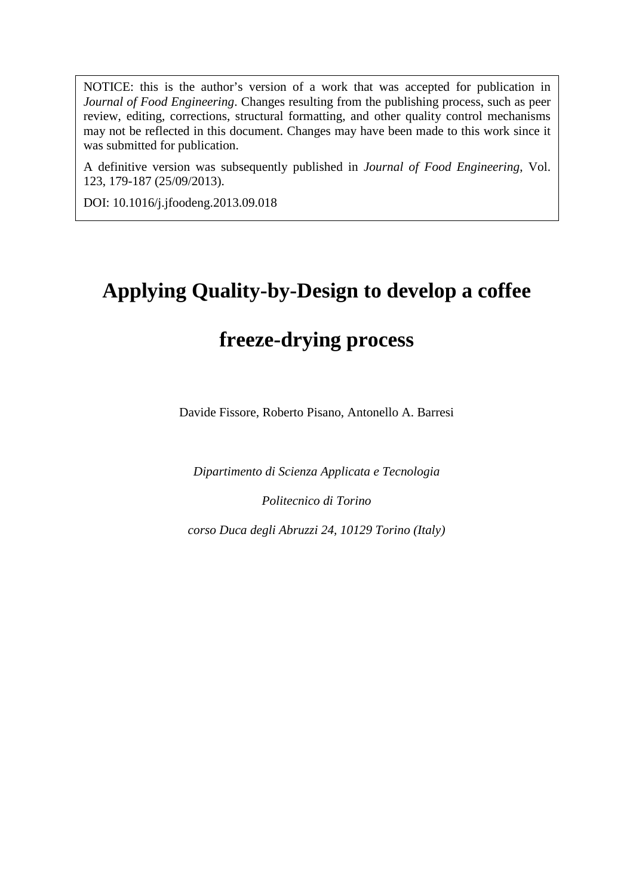NOTICE: this is the author's version of a work that was accepted for publication in *Journal of Food Engineering*. Changes resulting from the publishing process, such as peer review, editing, corrections, structural formatting, and other quality control mechanisms may not be reflected in this document. Changes may have been made to this work since it was submitted for publication.

A definitive version was subsequently published in *Journal of Food Engineering*, Vol. 123, 179-187 (25/09/2013).

DOI: 10.1016/j.jfoodeng.2013.09.018

# Applying Quality-by-Design to develop a coffee freeze-drying process

Davide Fissore, Roberto Pisano, Antonello A. Barresi

*Dipartimento di Scienza Applicata e Tecnologia*

*Politecnico di Torino*

*corso Duca degli Abruzzi 24, 10129 Torino (Italy)*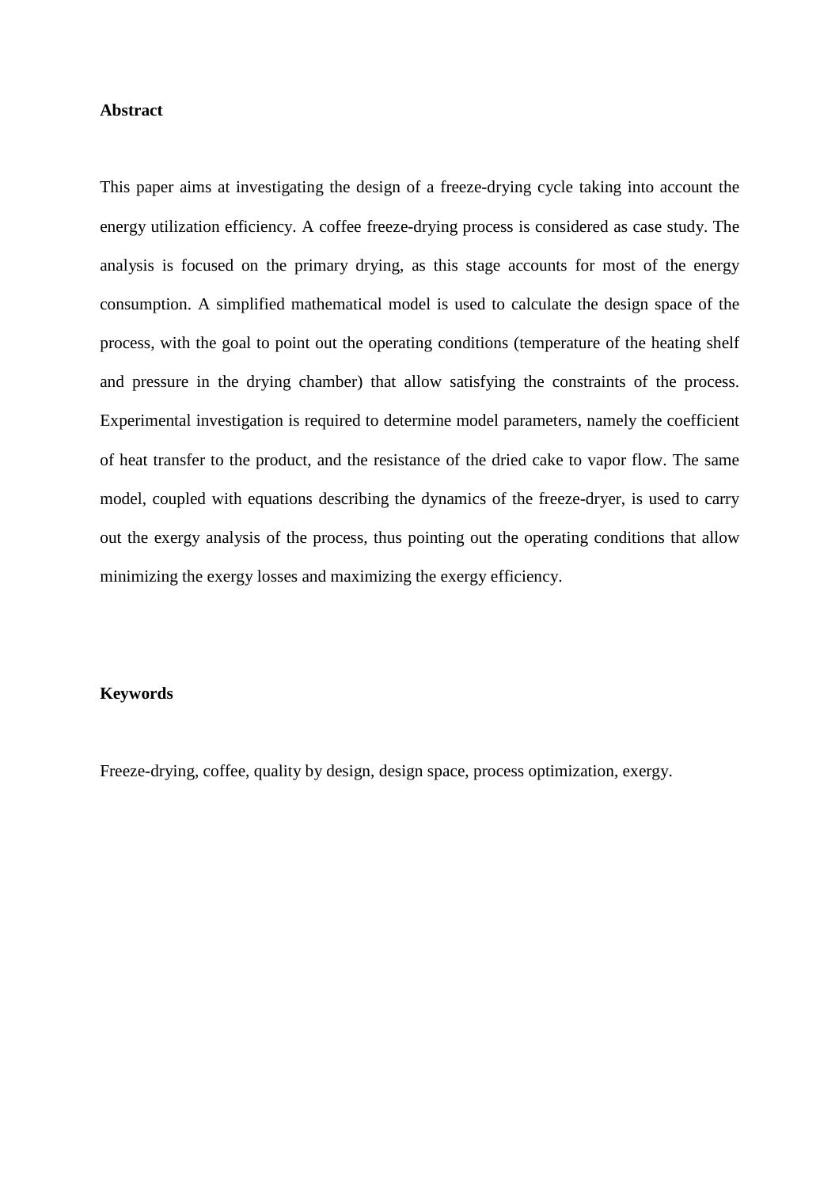## Abstract

This paper aims at investigating the design of a freeze-drying cycle taking into account the energy utilization efficiency. A coffee freeze-drying process is considered as case study. The analysis is focused on the primary drying, as this stage accounts for most of the energy consumption. A simplified mathematical model is used to calculate the design space of the process, with the goal to point out the operating conditions (temperature of the heating shelf and pressure in the drying chamber) that allow satisfying the constraints of the process. Experimental investigation is required to determine model parameters, namely the coefficient of heat transfer to the product, and the resistance of the dried cake to vapor flow. The same model, coupled with equations describing the dynamics of the freeze-dryer, is used to carry out the exergy analysis of the process, thus pointing out the operating conditions that allow minimizing the exergy losses and maximizing the exergy efficiency.

## Keywords

Freeze-drying, coffee, quality by design, design space, process optimization, exergy.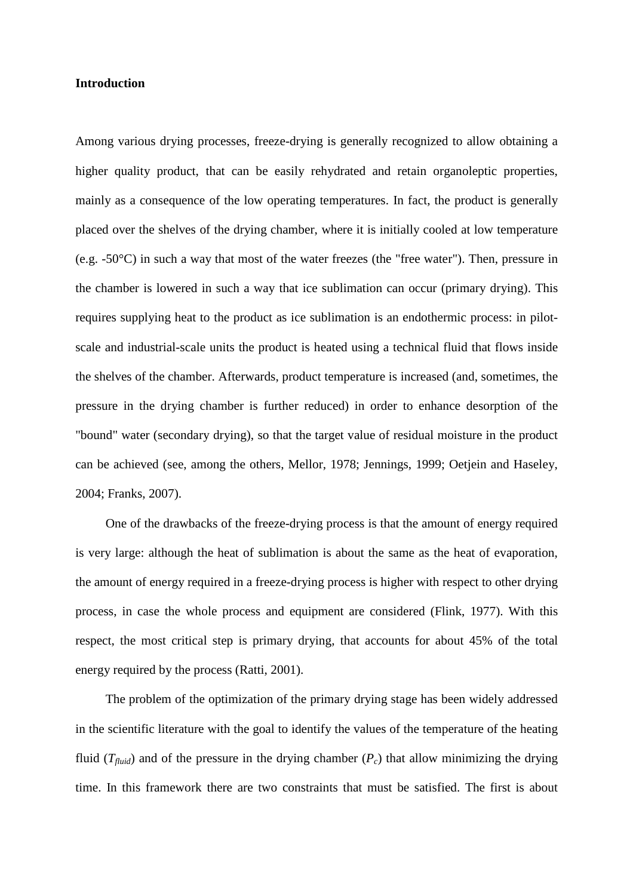**Introduction**

Among various drying processes, freeze-drying is generally recognized to allow obtaining a higher quality product, that can be easily rehydrated and retain organoleptic properties, mainly as a consequence of the low operating temperatures. In fact, the product is generally placed over the shelves of the drying chamber, where it is initially cooled at low temperature (e.g. -50°C) in such a way that most of the water freezes (the "free water"). Then, pressure in the chamber is lowered in such a way that ice sublimation can occur (primary drying). This requires supplying heat to the product as ice sublimation is an endothermic process: in pilot-scale and industrial-scale units the product is heated using a technical fluid that flows inside the shelves of the chamber. Afterwards, product temperature is increased (and, sometimes, the pressure in the drying chamber is further reduced) in order to enhance desorption of the "bound" water (secondary drying), so that the target value of residual moisture in the product can be achieved (see, among the others, Mellor, 1978; Jennings, 1999; Oetjein and Haseley, 2004; Franks, 2007).

One of the drawbacks of the freeze-drying process is that the amount of energy required is very large: although the heat of sublimation is about the same as the heat of evaporation, the amount of energy required in a freeze-drying process is higher with respect to other drying process, in case the whole process and equipment are considered (Flink, 1977). With this respect, the most critical step is primary drying, that accounts for about 45% of the total energy required by the process (Ratti, 2001).

The problem of the optimization of the primary drying stage has been widely addressed in the scientific literature with the goal to identify the values of the temperature of the heating fluid ($T_{fluid}$) and of the pressure in the drying chamber ($P_c$) that allow minimizing the drying time. In this framework there are two constraints that must be satisfied. The first is about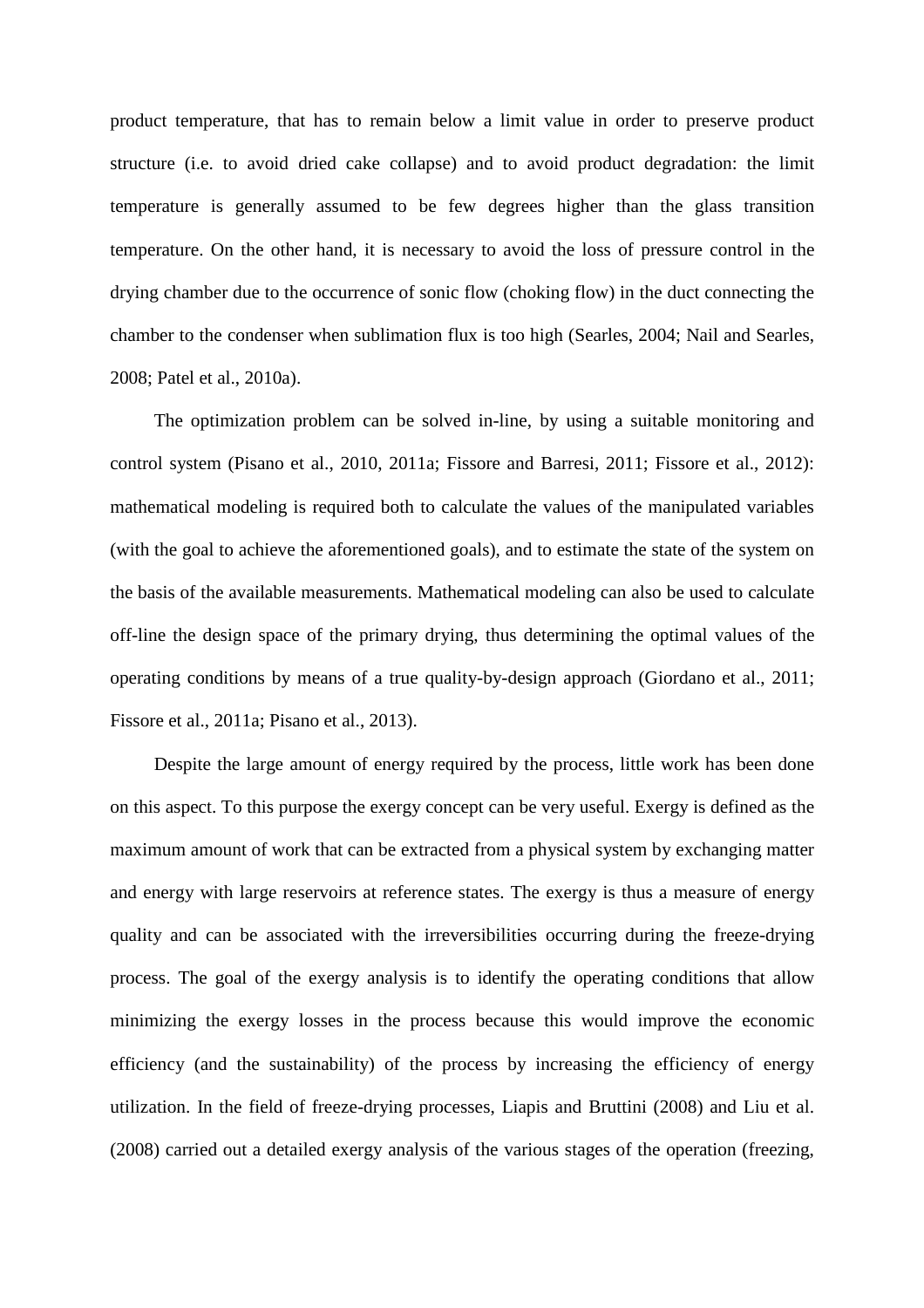product temperature, that has to remain below a limit value in order to preserve product structure (i.e. to avoid dried cake collapse) and to avoid product degradation: the limit temperature is generally assumed to be few degrees higher than the glass transition temperature. On the other hand, it is necessary to avoid the loss of pressure control in the drying chamber due to the occurrence of sonic flow (choking flow) in the duct connecting the chamber to the condenser when sublimation flux is too high (Searles, 2004; Nail and Searles, 2008; Patel et al., 2010a).

The optimization problem can be solved in-line, by using a suitable monitoring and control system (Pisano et al., 2010, 2011a; Fissore and Barresi, 2011; Fissore et al., 2012): mathematical modeling is required both to calculate the values of the manipulated variables (with the goal to achieve the aforementioned goals), and to estimate the state of the system on the basis of the available measurements. Mathematical modeling can also be used to calculate off-line the design space of the primary drying, thus determining the optimal values of the operating conditions by means of a true quality-by-design approach (Giordano et al., 2011; Fissore et al., 2011a; Pisano et al., 2013).

Despite the large amount of energy required by the process, little work has been done on this aspect. To this purpose the exergy concept can be very useful. Exergy is defined as the maximum amount of work that can be extracted from a physical system by exchanging matter and energy with large reservoirs at reference states. The exergy is thus a measure of energy quality and can be associated with the irreversibilities occurring during the freeze-drying process. The goal of the exergy analysis is to identify the operating conditions that allow minimizing the exergy losses in the process because this would improve the economic efficiency (and the sustainability) of the process by increasing the efficiency of energy utilization. In the field of freeze-drying processes, Liapis and Bruttini (2008) and Liu et al. (2008) carried out a detailed exergy analysis of the various stages of the operation (freezing,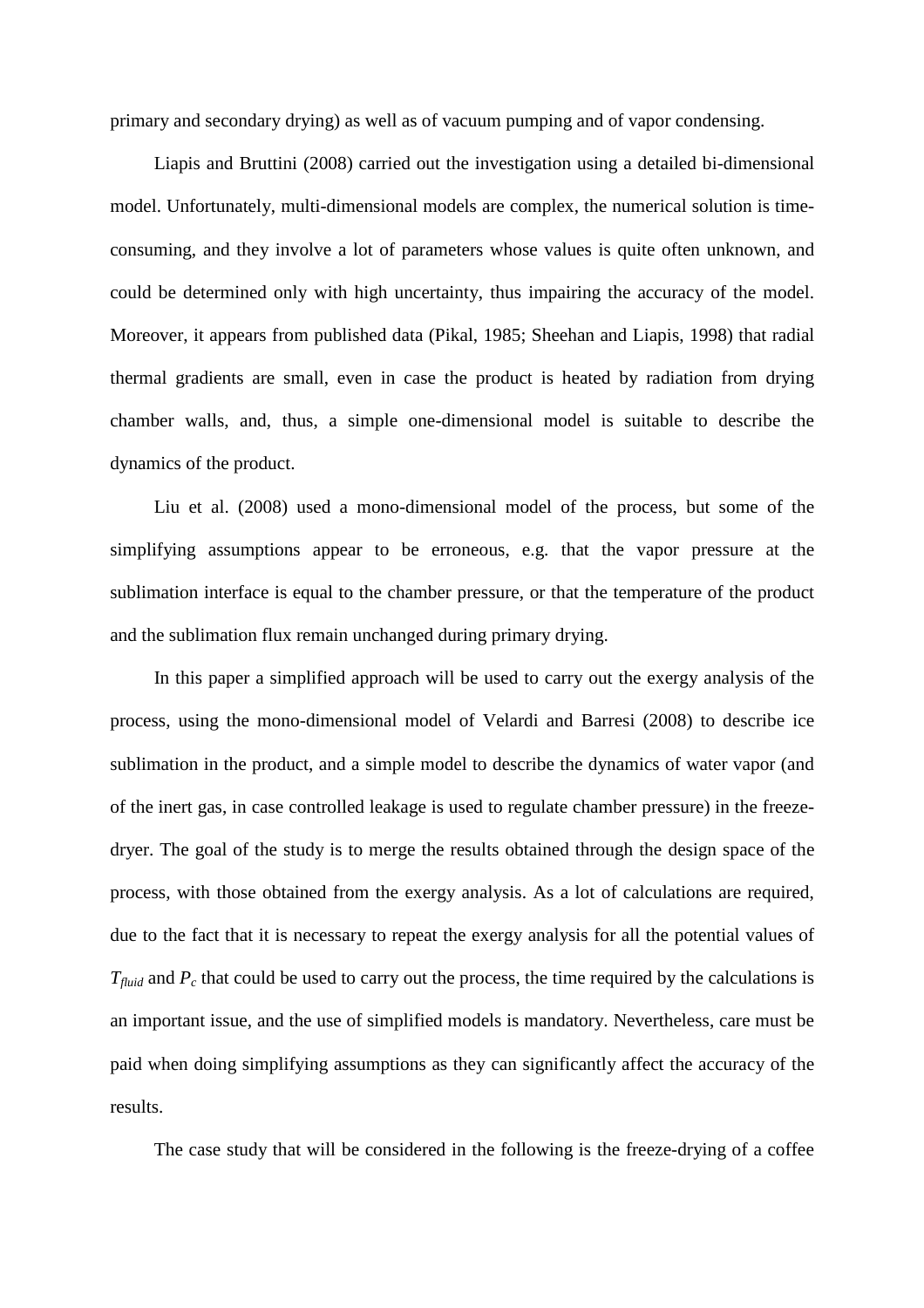primary and secondary drying) as well as of vacuum pumping and of vapor condensing.

Liapis and Bruttini (2008) carried out the investigation using a detailed bi-dimensional model. Unfortunately, multi-dimensional models are complex, the numerical solution is time-consuming, and they involve a lot of parameters whose values is quite often unknown, and could be determined only with high uncertainty, thus impairing the accuracy of the model. Moreover, it appears from published data (Pikal, 1985; Sheehan and Liapis, 1998) that radial thermal gradients are small, even in case the product is heated by radiation from drying chamber walls, and, thus, a simple one-dimensional model is suitable to describe the dynamics of the product.

Liu et al. (2008) used a mono-dimensional model of the process, but some of the simplifying assumptions appear to be erroneous, e.g. that the vapor pressure at the sublimation interface is equal to the chamber pressure, or that the temperature of the product and the sublimation flux remain unchanged during primary drying.

In this paper a simplified approach will be used to carry out the exergy analysis of the process, using the mono-dimensional model of Velardi and Barresi (2008) to describe ice sublimation in the product, and a simple model to describe the dynamics of water vapor (and of the inert gas, in case controlled leakage is used to regulate chamber pressure) in the freeze-dryer. The goal of the study is to merge the results obtained through the design space of the process, with those obtained from the exergy analysis. As a lot of calculations are required, due to the fact that it is necessary to repeat the exergy analysis for all the potential values of $T_{fluid}$ and $P_c$ that could be used to carry out the process, the time required by the calculations is an important issue, and the use of simplified models is mandatory. Nevertheless, care must be paid when doing simplifying assumptions as they can significantly affect the accuracy of the results.

The case study that will be considered in the following is the freeze-drying of a coffee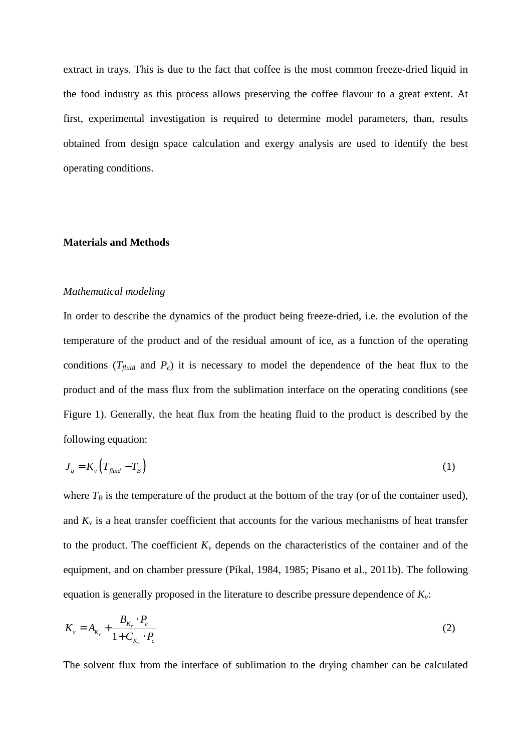extract in trays. This is due to the fact that coffee is the most common freeze-dried liquid in the food industry as this process allows preserving the coffee flavour to a great extent. At first, experimental investigation is required to determine model parameters, than, results obtained from design space calculation and exergy analysis are used to identify the best operating conditions.

## Materials and Methods

### *Mathematical modeling*

In order to describe the dynamics of the product being freeze-dried, i.e. the evolution of the temperature of the product and of the residual amount of ice, as a function of the operating conditions ($T_{fluid}$ and $P_c$) it is necessary to model the dependence of the heat flux to the product and of the mass flux from the sublimation interface on the operating conditions (see Figure 1). Generally, the heat flux from the heating fluid to the product is described by the following equation:

$$J_q = K_v \left( T_{fluid} - T_B \right) \quad (1)$$

where $T_B$ is the temperature of the product at the bottom of the tray (or of the container used), and $K_v$ is a heat transfer coefficient that accounts for the various mechanisms of heat transfer to the product. The coefficient $K_v$ depends on the characteristics of the container and of the equipment, and on chamber pressure (Pikal, 1984, 1985; Pisano et al., 2011b). The following equation is generally proposed in the literature to describe pressure dependence of $K_v$:

$$K_v = A_{K_v} + \frac{B_{K_v} \cdot P_c}{1 + C_{K_v} \cdot P_c} \quad (2)$$

The solvent flux from the interface of sublimation to the drying chamber can be calculated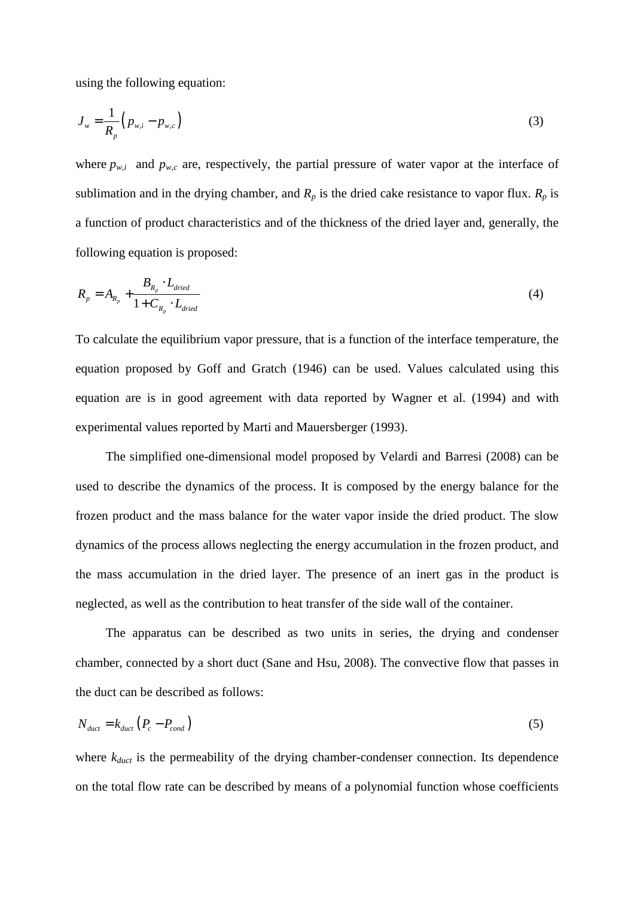using the following equation:

$$J_w = \frac{1}{R_p}\left(p_{w,i} - p_{w,c}\right) \tag{3}$$

where $p_{w,i}$ and $p_{w,c}$ are, respectively, the partial pressure of water vapor at the interface of sublimation and in the drying chamber, and $R_p$ is the dried cake resistance to vapor flux. $R_p$ is a function of product characteristics and of the thickness of the dried layer and, generally, the following equation is proposed:

$$R_p = A_{R_p} + \frac{B_{R_p} \cdot L_{dried}}{1 + C_{R_p} \cdot L_{dried}} \tag{4}$$

To calculate the equilibrium vapor pressure, that is a function of the interface temperature, the equation proposed by Goff and Gratch (1946) can be used. Values calculated using this equation are is in good agreement with data reported by Wagner et al. (1994) and with experimental values reported by Marti and Mauersberger (1993).

The simplified one-dimensional model proposed by Velardi and Barresi (2008) can be used to describe the dynamics of the process. It is composed by the energy balance for the frozen product and the mass balance for the water vapor inside the dried product. The slow dynamics of the process allows neglecting the energy accumulation in the frozen product, and the mass accumulation in the dried layer. The presence of an inert gas in the product is neglected, as well as the contribution to heat transfer of the side wall of the container.

The apparatus can be described as two units in series, the drying and condenser chamber, connected by a short duct (Sane and Hsu, 2008). The convective flow that passes in the duct can be described as follows:

$$N_{duct} = k_{duct}\left(P_c - P_{cond}\right) \tag{5}$$

where $k_{duct}$ is the permeability of the drying chamber-condenser connection. Its dependence on the total flow rate can be described by means of a polynomial function whose coefficients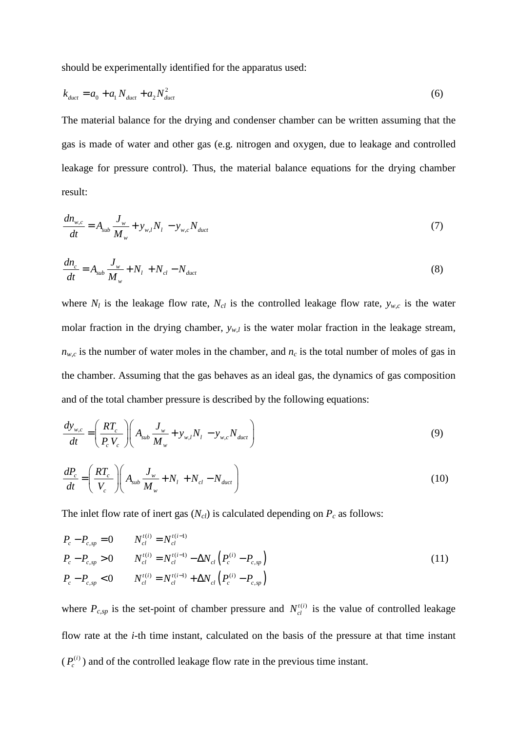should be experimentally identified for the apparatus used:

$$k_{duct} = a_0 + a_1 N_{duct} + a_2 N_{duct}^2 \tag{6}$$

The material balance for the drying and condenser chamber can be written assuming that the gas is made of water and other gas (e.g. nitrogen and oxygen, due to leakage and controlled leakage for pressure control). Thus, the material balance equations for the drying chamber result:

$$\frac{dn_{w,c}}{dt} = A_{sub} \frac{J_w}{M_w} + y_{w,l} N_l - y_{w,c} N_{duct} \tag{7}$$

$$\frac{dn_c}{dt} = A_{sub} \frac{J_w}{M_w} + N_l + N_{cl} - N_{duct} \tag{8}$$

where $N_l$ is the leakage flow rate, $N_{cl}$ is the controlled leakage flow rate, $y_{w,c}$ is the water molar fraction in the drying chamber, $y_{w,l}$ is the water molar fraction in the leakage stream, $n_{w,c}$ is the number of water moles in the chamber, and $n_c$ is the total number of moles of gas in the chamber. Assuming that the gas behaves as an ideal gas, the dynamics of gas composition and of the total chamber pressure is described by the following equations:

$$\frac{dy_{w,c}}{dt} = \left( \frac{RT_c}{P_c V_c} \right) \left( A_{sub} \frac{J_w}{M_w} + y_{w,l} N_l - y_{w,c} N_{duct} \right) \tag{9}$$

$$\frac{dP_c}{dt} = \left( \frac{RT_c}{V_c} \right) \left( A_{sub} \frac{J_w}{M_w} + N_l + N_{cl} - N_{duct} \right) \tag{10}$$

The inlet flow rate of inert gas ($N_{cl}$) is calculated depending on $P_c$ as follows:

$$\begin{aligned}
P_c - P_{c,sp} = 0 \qquad & N_{cl}^{t(i)} = N_{cl}^{t(i-1)} \\
P_c - P_{c,sp} > 0 \qquad & N_{cl}^{t(i)} = N_{cl}^{t(i-1)} - \Delta N_{cl} \left( P_c^{(i)} - P_{c,sp} \right) \\
P_c - P_{c,sp} < 0 \qquad & N_{cl}^{t(i)} = N_{cl}^{t(i-1)} + \Delta N_{cl} \left( P_c^{(i)} - P_{c,sp} \right)
\end{aligned} \tag{11}$$

where $P_{c,sp}$ is the set-point of chamber pressure and $N_{cl}^{t(i)}$ is the value of controlled leakage flow rate at the *i*-th time instant, calculated on the basis of the pressure at that time instant ($P_c^{(i)}$) and of the controlled leakage flow rate in the previous time instant.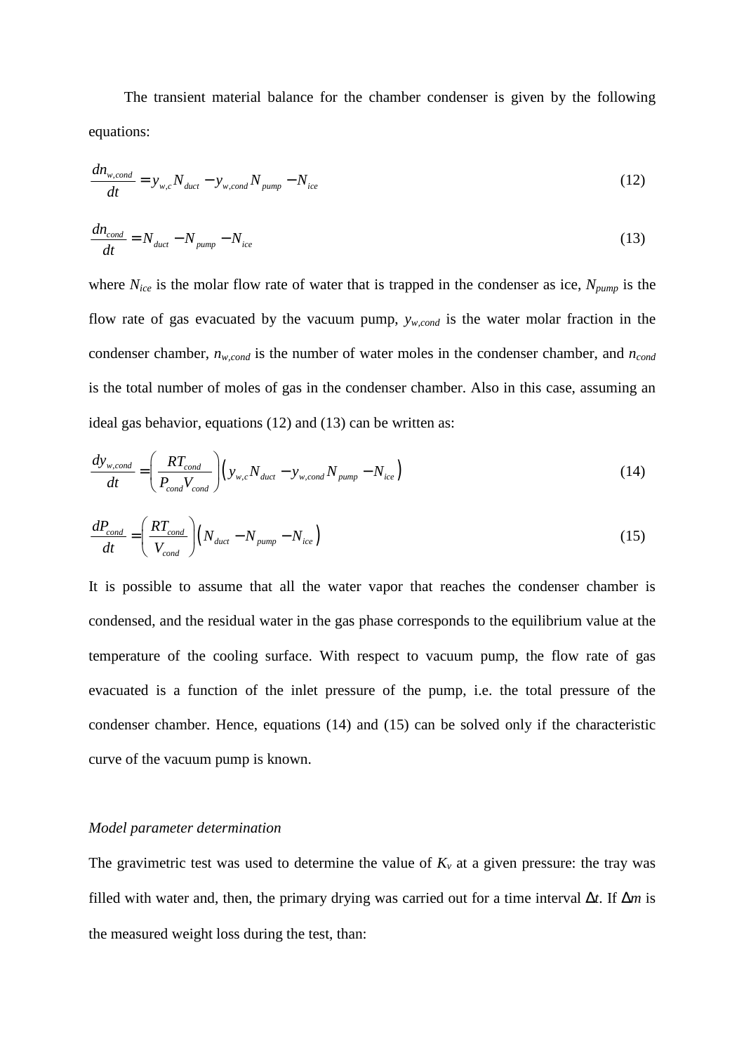The transient material balance for the chamber condenser is given by the following equations:

$$\frac{dn_{w,cond}}{dt} = y_{w,c} N_{duct} - y_{w,cond} N_{pump} - N_{ice} \tag{12}$$

$$\frac{dn_{cond}}{dt} = N_{duct} - N_{pump} - N_{ice} \tag{13}$$

where $N_{ice}$ is the molar flow rate of water that is trapped in the condenser as ice, $N_{pump}$ is the flow rate of gas evacuated by the vacuum pump, $y_{w,cond}$ is the water molar fraction in the condenser chamber, $n_{w,cond}$ is the number of water moles in the condenser chamber, and $n_{cond}$ is the total number of moles of gas in the condenser chamber. Also in this case, assuming an ideal gas behavior, equations (12) and (13) can be written as:

$$\frac{dy_{w,cond}}{dt} = \left( \frac{RT_{cond}}{P_{cond} V_{cond}} \right) \left( y_{w,c} N_{duct} - y_{w,cond} N_{pump} - N_{ice} \right) \tag{14}$$

$$\frac{dP_{cond}}{dt} = \left( \frac{RT_{cond}}{V_{cond}} \right) \left( N_{duct} - N_{pump} - N_{ice} \right) \tag{15}$$

It is possible to assume that all the water vapor that reaches the condenser chamber is condensed, and the residual water in the gas phase corresponds to the equilibrium value at the temperature of the cooling surface. With respect to vacuum pump, the flow rate of gas evacuated is a function of the inlet pressure of the pump, i.e. the total pressure of the condenser chamber. Hence, equations (14) and (15) can be solved only if the characteristic curve of the vacuum pump is known.

*Model parameter determination*

The gravimetric test was used to determine the value of $K_v$ at a given pressure: the tray was filled with water and, then, the primary drying was carried out for a time interval $\Delta t$. If $\Delta m$ is the measured weight loss during the test, than: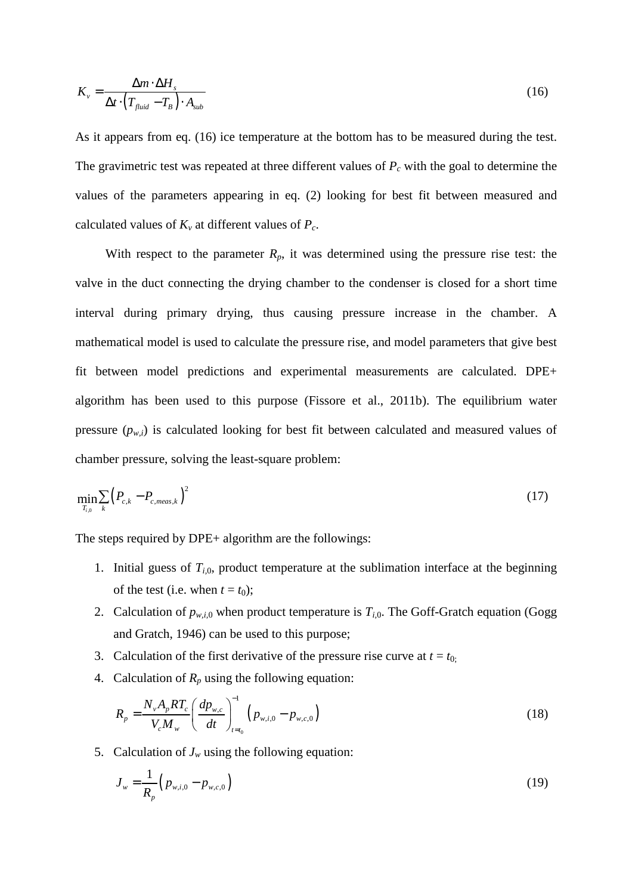$$K_v = \frac{\Delta m \cdot \Delta H_s}{\Delta t \cdot \left(T_{fluid} - T_B\right) \cdot A_{sub}} \tag{16}$$

As it appears from eq. (16) ice temperature at the bottom has to be measured during the test. The gravimetric test was repeated at three different values of $P_c$ with the goal to determine the values of the parameters appearing in eq. (2) looking for best fit between measured and calculated values of $K_v$ at different values of $P_c$.

With respect to the parameter $R_p$, it was determined using the pressure rise test: the valve in the duct connecting the drying chamber to the condenser is closed for a short time interval during primary drying, thus causing pressure increase in the chamber. A mathematical model is used to calculate the pressure rise, and model parameters that give best fit between model predictions and experimental measurements are calculated. DPE+ algorithm has been used to this purpose (Fissore et al., 2011b). The equilibrium water pressure ($p_{w,i}$) is calculated looking for best fit between calculated and measured values of chamber pressure, solving the least-square problem:

$$\min_{T_{i,0}} \sum_k \left(P_{c,k} - P_{c,meas,k}\right)^2 \tag{17}$$

The steps required by DPE+ algorithm are the followings:

1. Initial guess of $T_{i,0}$, product temperature at the sublimation interface at the beginning of the test (i.e. when $t = t_0$);
2. Calculation of $p_{w,i,0}$ when product temperature is $T_{i,0}$. The Goff-Gratch equation (Gogg and Gratch, 1946) can be used to this purpose;
3. Calculation of the first derivative of the pressure rise curve at $t = t_0$;
4. Calculation of $R_p$ using the following equation:

$$R_p = \frac{N_v A_p R T_c}{V_c M_w} \left(\frac{dp_{w,c}}{dt}\right)^{-1}_{t=t_0} \left(p_{w,i,0} - p_{w,c,0}\right) \tag{18}$$

5. Calculation of $J_w$ using the following equation:

$$J_w = \frac{1}{R_p}\left(p_{w,i,0} - p_{w,c,0}\right) \tag{19}$$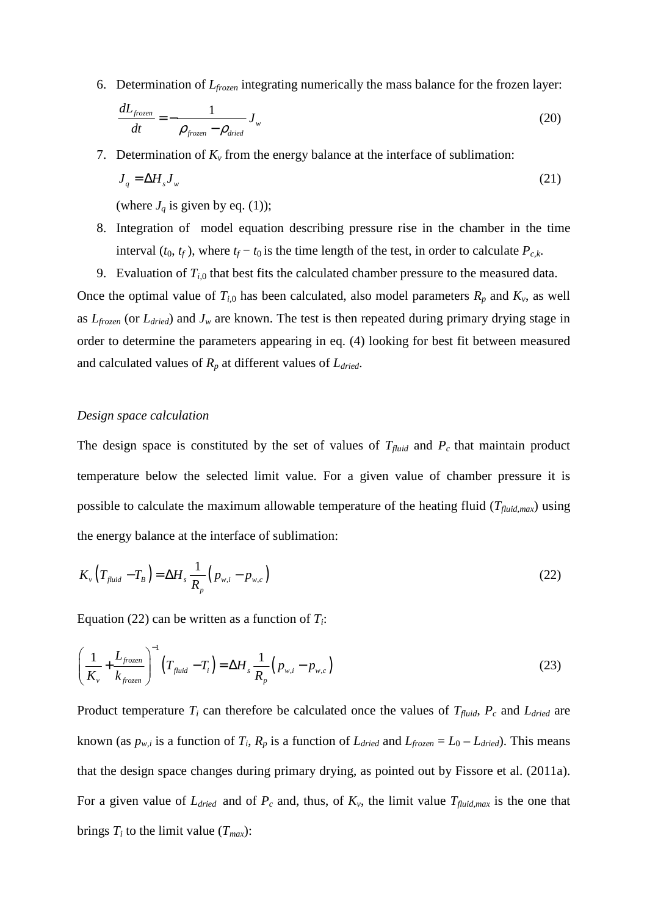6. Determination of $L_{frozen}$ integrating numerically the mass balance for the frozen layer:

$$\frac{dL_{frozen}}{dt} = -\frac{1}{\rho_{frozen} - \rho_{dried}} J_w \tag{20}$$

7. Determination of $K_v$ from the energy balance at the interface of sublimation:

$$J_q = \Delta H_s J_w \tag{21}$$

   (where $J_q$ is given by eq. (1));

8. Integration of model equation describing pressure rise in the chamber in the time interval ($t_0$, $t_f$ ), where $t_f - t_0$ is the time length of the test, in order to calculate $P_{c,k}$.
9. Evaluation of $T_{i,0}$ that best fits the calculated chamber pressure to the measured data.

Once the optimal value of $T_{i,0}$ has been calculated, also model parameters $R_p$ and $K_v$, as well as $L_{frozen}$ (or $L_{dried}$) and $J_w$ are known. The test is then repeated during primary drying stage in order to determine the parameters appearing in eq. (4) looking for best fit between measured and calculated values of $R_p$ at different values of $L_{dried}$.

*Design space calculation*

The design space is constituted by the set of values of $T_{fluid}$ and $P_c$ that maintain product temperature below the selected limit value. For a given value of chamber pressure it is possible to calculate the maximum allowable temperature of the heating fluid ($T_{fluid,max}$) using the energy balance at the interface of sublimation:

$$K_v \left(T_{fluid} - T_B\right) = \Delta H_s \frac{1}{R_p}\left(p_{w,i} - p_{w,c}\right) \tag{22}$$

Equation (22) can be written as a function of $T_i$:

$$\left(\frac{1}{K_v} + \frac{L_{frozen}}{k_{frozen}}\right)^{-1} \left(T_{fluid} - T_i\right) = \Delta H_s \frac{1}{R_p}\left(p_{w,i} - p_{w,c}\right) \tag{23}$$

Product temperature $T_i$ can therefore be calculated once the values of $T_{fluid}$, $P_c$ and $L_{dried}$ are known (as $p_{w,i}$ is a function of $T_i$, $R_p$ is a function of $L_{dried}$ and $L_{frozen} = L_0 - L_{dried}$). This means that the design space changes during primary drying, as pointed out by Fissore et al. (2011a). For a given value of $L_{dried}$ and of $P_c$ and, thus, of $K_v$, the limit value $T_{fluid,max}$ is the one that brings $T_i$ to the limit value ($T_{max}$):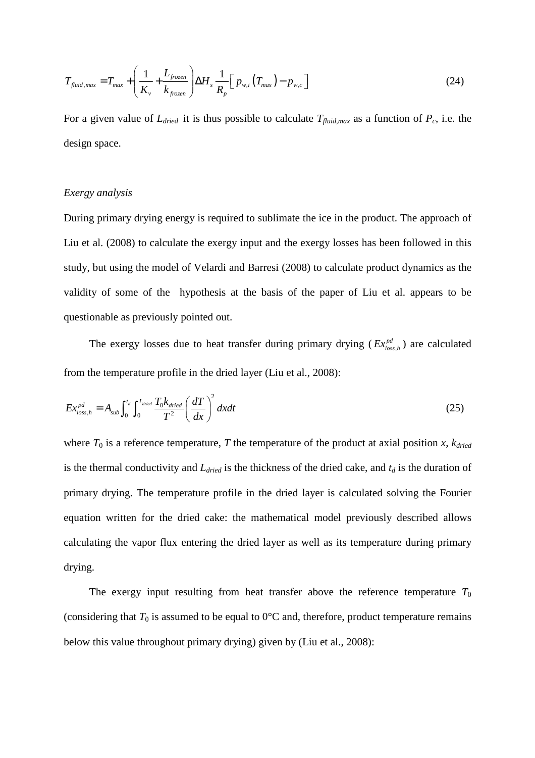$$T_{fluid,max} = T_{max} + \left( \frac{1}{K_v} + \frac{L_{frozen}}{k_{frozen}} \right) \Delta H_s \frac{1}{R_p} \left[ p_{w,i}\left(T_{max}\right) - p_{w,c} \right] \tag{24}$$

For a given value of $L_{dried}$ it is thus possible to calculate $T_{fluid,max}$ as a function of $P_c$, i.e. the design space.

*Exergy analysis*

During primary drying energy is required to sublimate the ice in the product. The approach of Liu et al. (2008) to calculate the exergy input and the exergy losses has been followed in this study, but using the model of Velardi and Barresi (2008) to calculate product dynamics as the validity of some of the hypothesis at the basis of the paper of Liu et al. appears to be questionable as previously pointed out.

The exergy losses due to heat transfer during primary drying ($Ex_{loss,h}^{pd}$) are calculated from the temperature profile in the dried layer (Liu et al., 2008):

$$Ex_{loss,h}^{pd} = A_{sub} \int_0^{t_d} \int_0^{L_{dried}} \frac{T_0 k_{dried}}{T^2} \left( \frac{dT}{dx} \right)^2 dx dt \tag{25}$$

where $T_0$ is a reference temperature, $T$ the temperature of the product at axial position $x$, $k_{dried}$ is the thermal conductivity and $L_{dried}$ is the thickness of the dried cake, and $t_d$ is the duration of primary drying. The temperature profile in the dried layer is calculated solving the Fourier equation written for the dried cake: the mathematical model previously described allows calculating the vapor flux entering the dried layer as well as its temperature during primary drying.

The exergy input resulting from heat transfer above the reference temperature $T_0$ (considering that $T_0$ is assumed to be equal to 0°C and, therefore, product temperature remains below this value throughout primary drying) given by (Liu et al., 2008):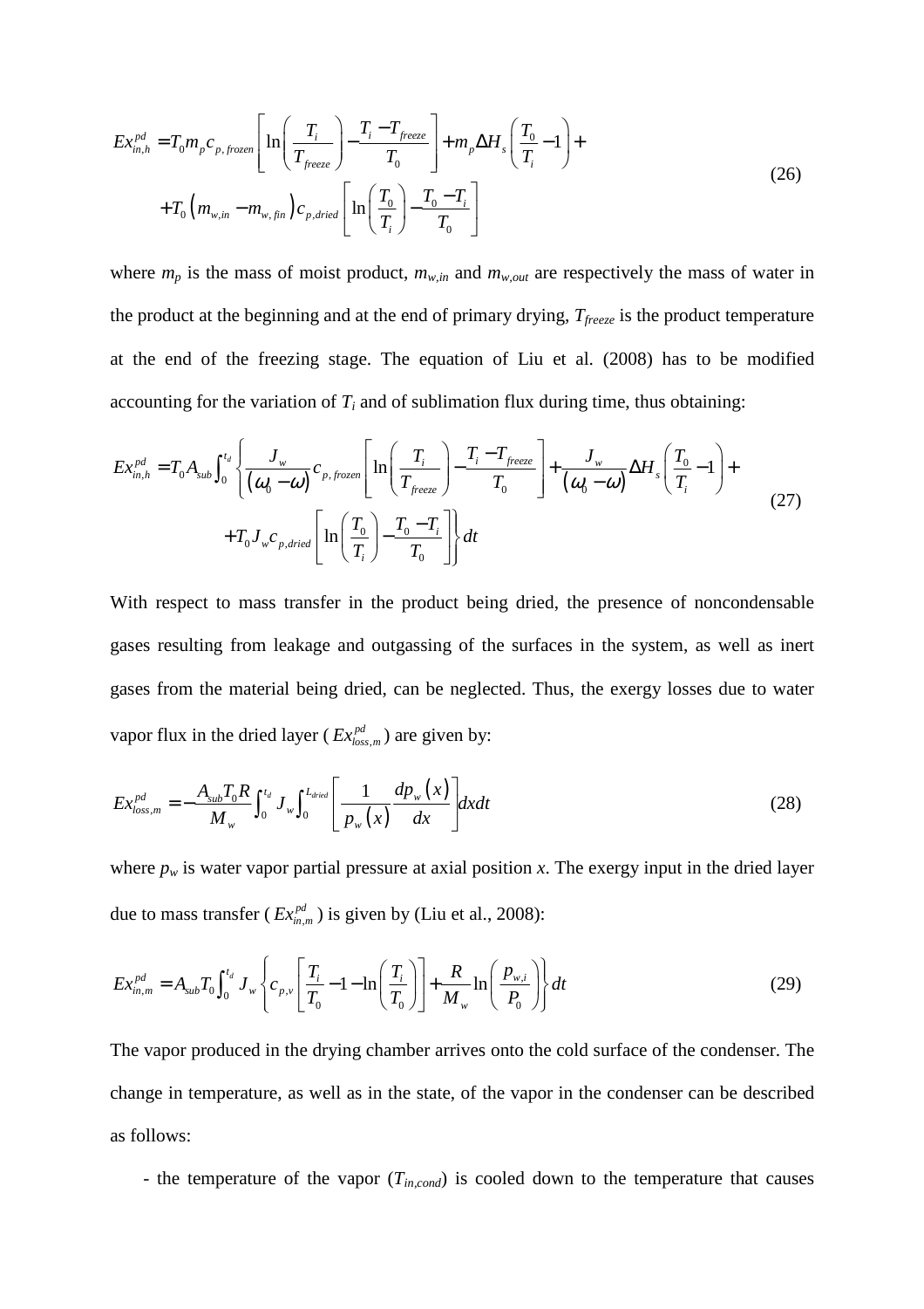$$Ex_{in,h}^{pd} = T_0 m_p c_{p,frozen}\left[\ln\left(\frac{T_i}{T_{freeze}}\right) - \frac{T_i - T_{freeze}}{T_0}\right] + m_p \Delta H_s\left(\frac{T_0}{T_i} - 1\right) + \\ + T_0\left(m_{w,in} - m_{w,fin}\right)c_{p,dried}\left[\ln\left(\frac{T_0}{T_i}\right) - \frac{T_0 - T_i}{T_0}\right] \tag{26}$$

where $m_p$ is the mass of moist product, $m_{w,in}$ and $m_{w,out}$ are respectively the mass of water in the product at the beginning and at the end of primary drying, $T_{freeze}$ is the product temperature at the end of the freezing stage. The equation of Liu et al. (2008) has to be modified accounting for the variation of $T_i$ and of sublimation flux during time, thus obtaining:

$$Ex_{in,h}^{pd} = T_0 A_{sub}\int_0^{t_d}\left\{\frac{J_w}{(\omega_0 - \omega)}c_{p,frozen}\left[\ln\left(\frac{T_i}{T_{freeze}}\right) - \frac{T_i - T_{freeze}}{T_0}\right] + \frac{J_w}{(\omega_0 - \omega)}\Delta H_s\left(\frac{T_0}{T_i} - 1\right) + \\ + T_0 J_w c_{p,dried}\left[\ln\left(\frac{T_0}{T_i}\right) - \frac{T_0 - T_i}{T_0}\right]\right\}dt \tag{27}$$

With respect to mass transfer in the product being dried, the presence of noncondensable gases resulting from leakage and outgassing of the surfaces in the system, as well as inert gases from the material being dried, can be neglected. Thus, the exergy losses due to water vapor flux in the dried layer ($Ex_{loss,m}^{pd}$) are given by:

$$Ex_{loss,m}^{pd} = -\frac{A_{sub}T_0 R}{M_w}\int_0^{t_d} J_w \int_0^{L_{dried}}\left[\frac{1}{p_w(x)}\frac{dp_w(x)}{dx}\right]dx\,dt \tag{28}$$

where $p_w$ is water vapor partial pressure at axial position $x$. The exergy input in the dried layer due to mass transfer ($Ex_{in,m}^{pd}$) is given by (Liu et al., 2008):

$$Ex_{in,m}^{pd} = A_{sub}T_0\int_0^{t_d} J_w\left\{c_{p,v}\left[\frac{T_i}{T_0} - 1 - \ln\left(\frac{T_i}{T_0}\right)\right] + \frac{R}{M_w}\ln\left(\frac{p_{w,i}}{P_0}\right)\right\}dt \tag{29}$$

The vapor produced in the drying chamber arrives onto the cold surface of the condenser. The change in temperature, as well as in the state, of the vapor in the condenser can be described as follows:

- the temperature of the vapor ($T_{in,cond}$) is cooled down to the temperature that causes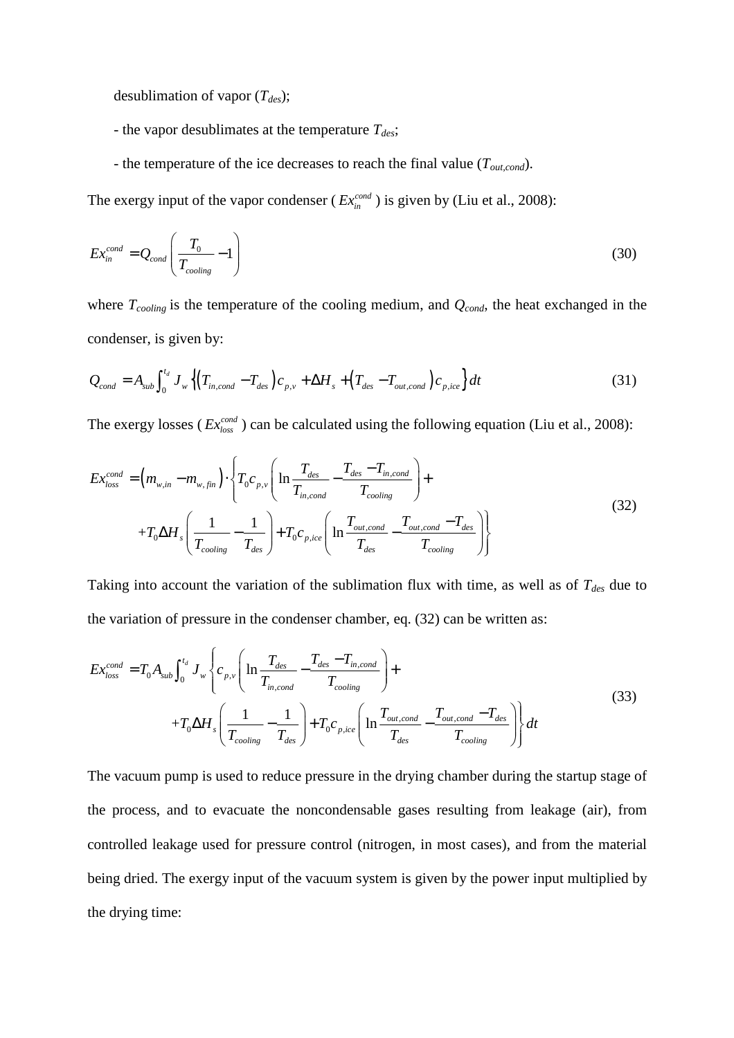desublimation of vapor ($T_{des}$);

- the vapor desublimates at the temperature $T_{des}$;

- the temperature of the ice decreases to reach the final value ($T_{out,cond}$).

The exergy input of the vapor condenser ( $Ex_{in}^{cond}$ ) is given by (Liu et al., 2008):

$$Ex_{in}^{cond} = Q_{cond}\left(\frac{T_0}{T_{cooling}} - 1\right) \tag{30}$$

where $T_{cooling}$ is the temperature of the cooling medium, and $Q_{cond}$, the heat exchanged in the condenser, is given by:

$$Q_{cond} = A_{sub}\int_0^{t_d} J_w \left\{\left(T_{in,cond} - T_{des}\right)c_{p,v} + \Delta H_s + \left(T_{des} - T_{out,cond}\right)c_{p,ice}\right\}dt \tag{31}$$

The exergy losses ( $Ex_{loss}^{cond}$ ) can be calculated using the following equation (Liu et al., 2008):

$$\begin{aligned} Ex_{loss}^{cond} = \left(m_{w,in} - m_{w,fin}\right)\cdot\Bigg\{ & T_0 c_{p,v}\left(\ln\frac{T_{des}}{T_{in,cond}} - \frac{T_{des} - T_{in,cond}}{T_{cooling}}\right) + \\ & + T_0\Delta H_s\left(\frac{1}{T_{cooling}} - \frac{1}{T_{des}}\right) + T_0 c_{p,ice}\left(\ln\frac{T_{out,cond}}{T_{des}} - \frac{T_{out,cond} - T_{des}}{T_{cooling}}\right)\Bigg\} \end{aligned} \tag{32}$$

Taking into account the variation of the sublimation flux with time, as well as of $T_{des}$ due to the variation of pressure in the condenser chamber, eq. (32) can be written as:

$$\begin{aligned} Ex_{loss}^{cond} = T_0 A_{sub}\int_0^{t_d} J_w \Bigg\{ & c_{p,v}\left(\ln\frac{T_{des}}{T_{in,cond}} - \frac{T_{des} - T_{in,cond}}{T_{cooling}}\right) + \\ & + T_0\Delta H_s\left(\frac{1}{T_{cooling}} - \frac{1}{T_{des}}\right) + T_0 c_{p,ice}\left(\ln\frac{T_{out,cond}}{T_{des}} - \frac{T_{out,cond} - T_{des}}{T_{cooling}}\right)\Bigg\}dt \end{aligned} \tag{33}$$

The vacuum pump is used to reduce pressure in the drying chamber during the startup stage of the process, and to evacuate the noncondensable gases resulting from leakage (air), from controlled leakage used for pressure control (nitrogen, in most cases), and from the material being dried. The exergy input of the vacuum system is given by the power input multiplied by the drying time: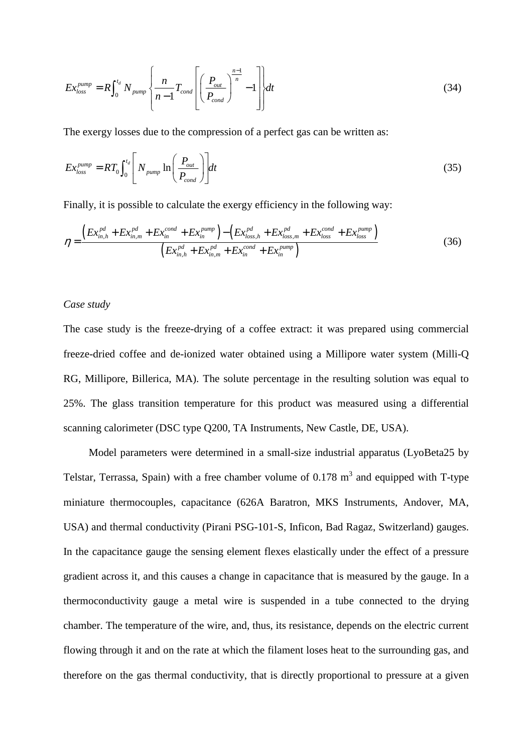$$Ex_{loss}^{pump} = R\int_0^{t_d} N_{pump} \left\{ \frac{n}{n-1} T_{cond} \left[ \left( \frac{P_{out}}{P_{cond}} \right)^{\frac{n-1}{n}} - 1 \right] \right\} dt \tag{34}$$

The exergy losses due to the compression of a perfect gas can be written as:

$$Ex_{loss}^{pump} = RT_0 \int_0^{t_d} \left[ N_{pump} \ln\left( \frac{P_{out}}{P_{cond}} \right) \right] dt \tag{35}$$

Finally, it is possible to calculate the exergy efficiency in the following way:

$$\eta = \frac{\left( Ex_{in,h}^{pd} + Ex_{in,m}^{pd} + Ex_{in}^{cond} + Ex_{in}^{pump} \right) - \left( Ex_{loss,h}^{pd} + Ex_{loss,m}^{pd} + Ex_{loss}^{cond} + Ex_{loss}^{pump} \right)}{\left( Ex_{in,h}^{pd} + Ex_{in,m}^{pd} + Ex_{in}^{cond} + Ex_{in}^{pump} \right)} \tag{36}$$

*Case study*

The case study is the freeze-drying of a coffee extract: it was prepared using commercial freeze-dried coffee and de-ionized water obtained using a Millipore water system (Milli-Q RG, Millipore, Billerica, MA). The solute percentage in the resulting solution was equal to 25%. The glass transition temperature for this product was measured using a differential scanning calorimeter (DSC type Q200, TA Instruments, New Castle, DE, USA).

Model parameters were determined in a small-size industrial apparatus (LyoBeta25 by Telstar, Terrassa, Spain) with a free chamber volume of 0.178 $m^3$ and equipped with T-type miniature thermocouples, capacitance (626A Baratron, MKS Instruments, Andover, MA, USA) and thermal conductivity (Pirani PSG-101-S, Inficon, Bad Ragaz, Switzerland) gauges. In the capacitance gauge the sensing element flexes elastically under the effect of a pressure gradient across it, and this causes a change in capacitance that is measured by the gauge. In a thermoconductivity gauge a metal wire is suspended in a tube connected to the drying chamber. The temperature of the wire, and, thus, its resistance, depends on the electric current flowing through it and on the rate at which the filament loses heat to the surrounding gas, and therefore on the gas thermal conductivity, that is directly proportional to pressure at a given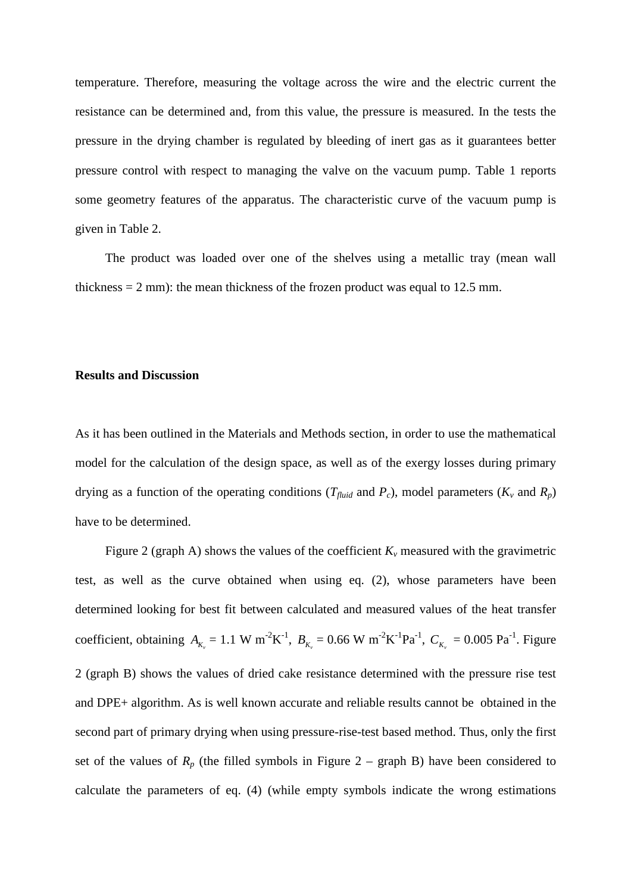temperature. Therefore, measuring the voltage across the wire and the electric current the resistance can be determined and, from this value, the pressure is measured. In the tests the pressure in the drying chamber is regulated by bleeding of inert gas as it guarantees better pressure control with respect to managing the valve on the vacuum pump. Table 1 reports some geometry features of the apparatus. The characteristic curve of the vacuum pump is given in Table 2.

The product was loaded over one of the shelves using a metallic tray (mean wall thickness = 2 mm): the mean thickness of the frozen product was equal to 12.5 mm.

**Results and Discussion**

As it has been outlined in the Materials and Methods section, in order to use the mathematical model for the calculation of the design space, as well as of the exergy losses during primary drying as a function of the operating conditions ($T_{fluid}$ and $P_c$), model parameters ($K_v$ and $R_p$) have to be determined.

Figure 2 (graph A) shows the values of the coefficient $K_v$ measured with the gravimetric test, as well as the curve obtained when using eq. (2), whose parameters have been determined looking for best fit between calculated and measured values of the heat transfer coefficient, obtaining $A_{K_v}$ = 1.1 W m$^{-2}$K$^{-1}$, $B_{K_v}$ = 0.66 W m$^{-2}$K$^{-1}$Pa$^{-1}$, $C_{K_v}$ = 0.005 Pa$^{-1}$. Figure 2 (graph B) shows the values of dried cake resistance determined with the pressure rise test and DPE+ algorithm. As is well known accurate and reliable results cannot be obtained in the second part of primary drying when using pressure-rise-test based method. Thus, only the first set of the values of $R_p$ (the filled symbols in Figure 2 – graph B) have been considered to calculate the parameters of eq. (4) (while empty symbols indicate the wrong estimations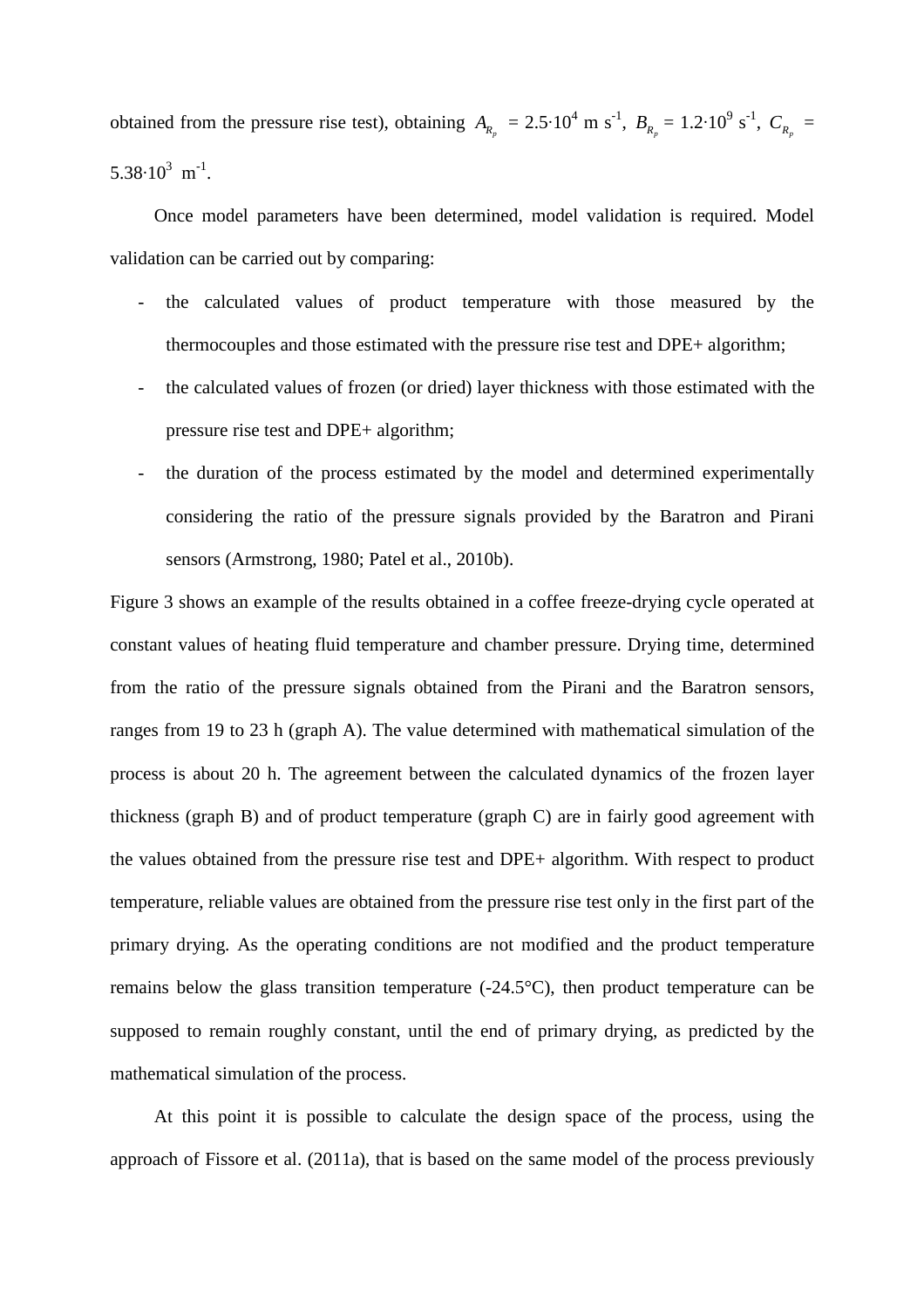obtained from the pressure rise test), obtaining $A_{R_p}$ = 2.5·10$^4$ m s$^{-1}$, $B_{R_p}$ = 1.2·10$^9$ s$^{-1}$, $C_{R_p}$ = 5.38·10$^3$ m$^{-1}$.

Once model parameters have been determined, model validation is required. Model validation can be carried out by comparing:

- the calculated values of product temperature with those measured by the thermocouples and those estimated with the pressure rise test and DPE+ algorithm;
- the calculated values of frozen (or dried) layer thickness with those estimated with the pressure rise test and DPE+ algorithm;
- the duration of the process estimated by the model and determined experimentally considering the ratio of the pressure signals provided by the Baratron and Pirani sensors (Armstrong, 1980; Patel et al., 2010b).

Figure 3 shows an example of the results obtained in a coffee freeze-drying cycle operated at constant values of heating fluid temperature and chamber pressure. Drying time, determined from the ratio of the pressure signals obtained from the Pirani and the Baratron sensors, ranges from 19 to 23 h (graph A). The value determined with mathematical simulation of the process is about 20 h. The agreement between the calculated dynamics of the frozen layer thickness (graph B) and of product temperature (graph C) are in fairly good agreement with the values obtained from the pressure rise test and DPE+ algorithm. With respect to product temperature, reliable values are obtained from the pressure rise test only in the first part of the primary drying. As the operating conditions are not modified and the product temperature remains below the glass transition temperature (-24.5°C), then product temperature can be supposed to remain roughly constant, until the end of primary drying, as predicted by the mathematical simulation of the process.

At this point it is possible to calculate the design space of the process, using the approach of Fissore et al. (2011a), that is based on the same model of the process previously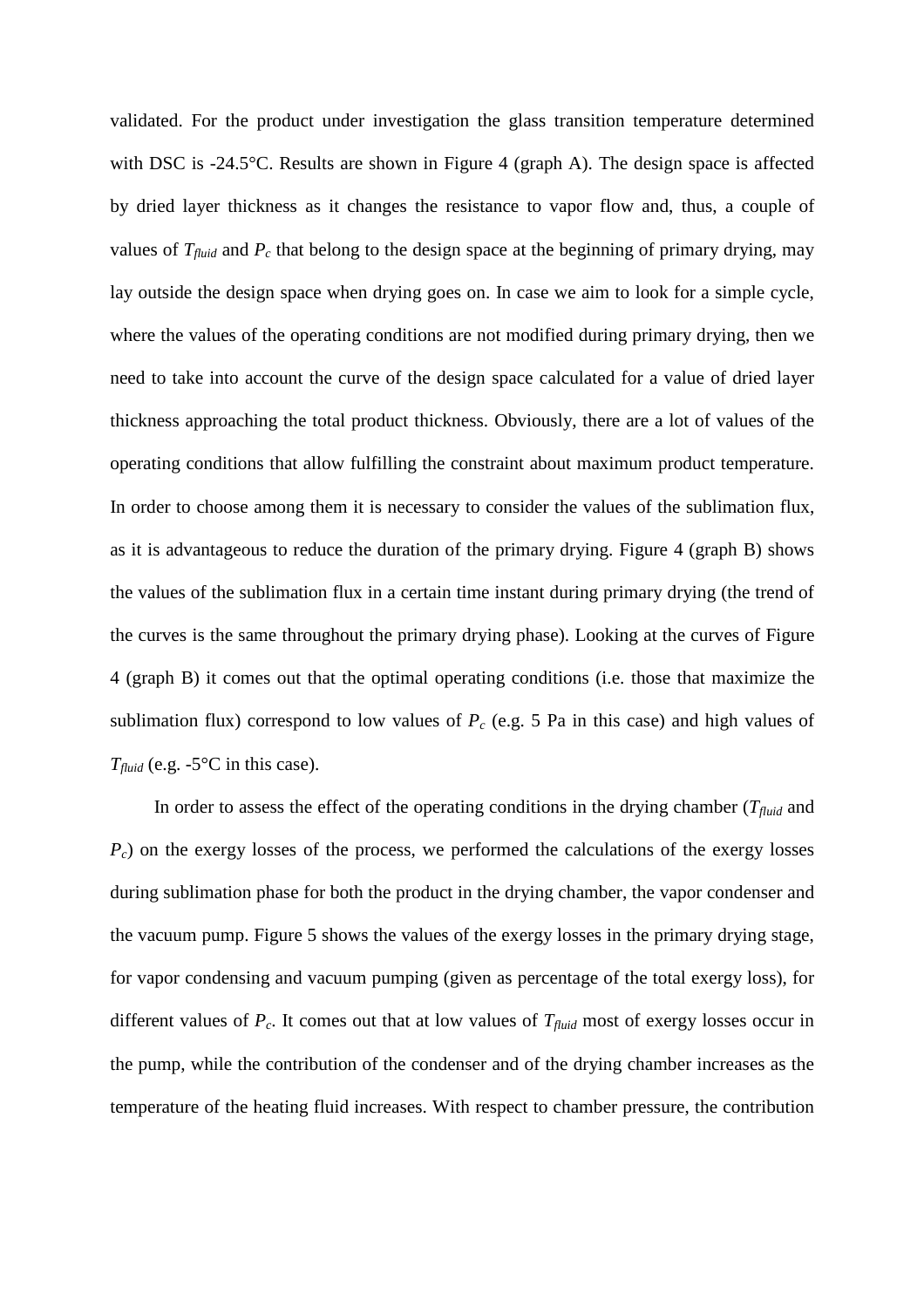validated. For the product under investigation the glass transition temperature determined with DSC is -24.5°C. Results are shown in Figure 4 (graph A). The design space is affected by dried layer thickness as it changes the resistance to vapor flow and, thus, a couple of values of $T_{fluid}$ and $P_c$ that belong to the design space at the beginning of primary drying, may lay outside the design space when drying goes on. In case we aim to look for a simple cycle, where the values of the operating conditions are not modified during primary drying, then we need to take into account the curve of the design space calculated for a value of dried layer thickness approaching the total product thickness. Obviously, there are a lot of values of the operating conditions that allow fulfilling the constraint about maximum product temperature. In order to choose among them it is necessary to consider the values of the sublimation flux, as it is advantageous to reduce the duration of the primary drying. Figure 4 (graph B) shows the values of the sublimation flux in a certain time instant during primary drying (the trend of the curves is the same throughout the primary drying phase). Looking at the curves of Figure 4 (graph B) it comes out that the optimal operating conditions (i.e. those that maximize the sublimation flux) correspond to low values of $P_c$ (e.g. 5 Pa in this case) and high values of $T_{fluid}$ (e.g. -5°C in this case).

In order to assess the effect of the operating conditions in the drying chamber ($T_{fluid}$ and $P_c$) on the exergy losses of the process, we performed the calculations of the exergy losses during sublimation phase for both the product in the drying chamber, the vapor condenser and the vacuum pump. Figure 5 shows the values of the exergy losses in the primary drying stage, for vapor condensing and vacuum pumping (given as percentage of the total exergy loss), for different values of $P_c$. It comes out that at low values of $T_{fluid}$ most of exergy losses occur in the pump, while the contribution of the condenser and of the drying chamber increases as the temperature of the heating fluid increases. With respect to chamber pressure, the contribution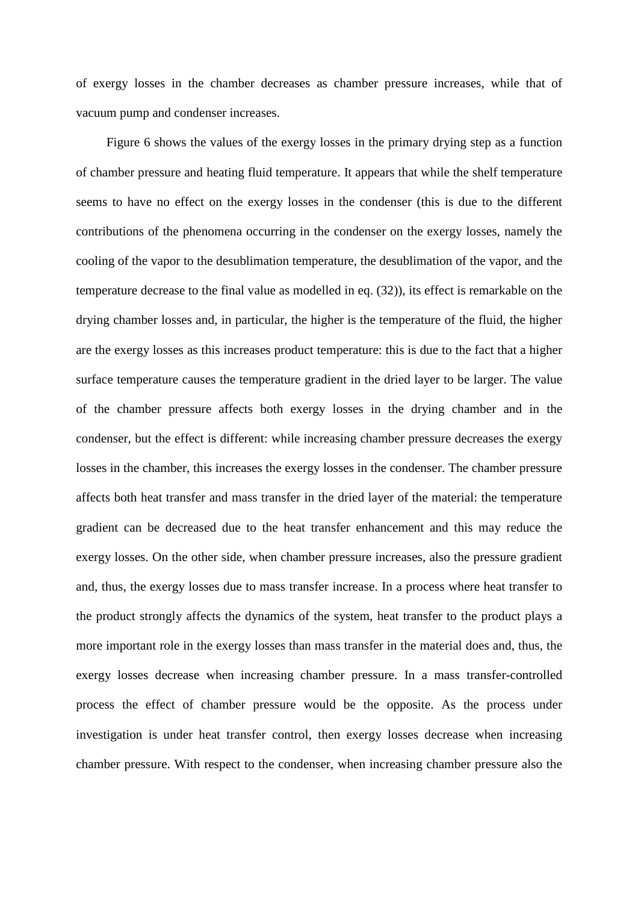of exergy losses in the chamber decreases as chamber pressure increases, while that of vacuum pump and condenser increases.

Figure 6 shows the values of the exergy losses in the primary drying step as a function of chamber pressure and heating fluid temperature. It appears that while the shelf temperature seems to have no effect on the exergy losses in the condenser (this is due to the different contributions of the phenomena occurring in the condenser on the exergy losses, namely the cooling of the vapor to the desublimation temperature, the desublimation of the vapor, and the temperature decrease to the final value as modelled in eq. (32)), its effect is remarkable on the drying chamber losses and, in particular, the higher is the temperature of the fluid, the higher are the exergy losses as this increases product temperature: this is due to the fact that a higher surface temperature causes the temperature gradient in the dried layer to be larger. The value of the chamber pressure affects both exergy losses in the drying chamber and in the condenser, but the effect is different: while increasing chamber pressure decreases the exergy losses in the chamber, this increases the exergy losses in the condenser. The chamber pressure affects both heat transfer and mass transfer in the dried layer of the material: the temperature gradient can be decreased due to the heat transfer enhancement and this may reduce the exergy losses. On the other side, when chamber pressure increases, also the pressure gradient and, thus, the exergy losses due to mass transfer increase. In a process where heat transfer to the product strongly affects the dynamics of the system, heat transfer to the product plays a more important role in the exergy losses than mass transfer in the material does and, thus, the exergy losses decrease when increasing chamber pressure. In a mass transfer-controlled process the effect of chamber pressure would be the opposite. As the process under investigation is under heat transfer control, then exergy losses decrease when increasing chamber pressure. With respect to the condenser, when increasing chamber pressure also the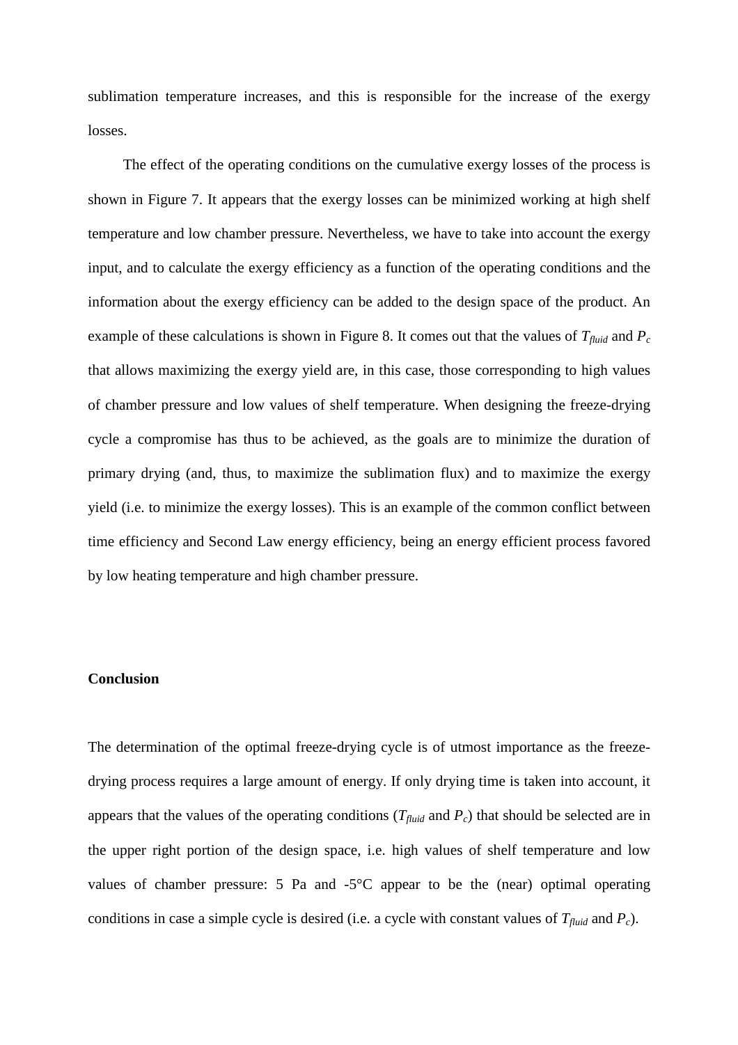sublimation temperature increases, and this is responsible for the increase of the exergy losses.

The effect of the operating conditions on the cumulative exergy losses of the process is shown in Figure 7. It appears that the exergy losses can be minimized working at high shelf temperature and low chamber pressure. Nevertheless, we have to take into account the exergy input, and to calculate the exergy efficiency as a function of the operating conditions and the information about the exergy efficiency can be added to the design space of the product. An example of these calculations is shown in Figure 8. It comes out that the values of $T_{fluid}$ and $P_c$ that allows maximizing the exergy yield are, in this case, those corresponding to high values of chamber pressure and low values of shelf temperature. When designing the freeze-drying cycle a compromise has thus to be achieved, as the goals are to minimize the duration of primary drying (and, thus, to maximize the sublimation flux) and to maximize the exergy yield (i.e. to minimize the exergy losses). This is an example of the common conflict between time efficiency and Second Law energy efficiency, being an energy efficient process favored by low heating temperature and high chamber pressure.

## Conclusion

The determination of the optimal freeze-drying cycle is of utmost importance as the freeze-drying process requires a large amount of energy. If only drying time is taken into account, it appears that the values of the operating conditions ($T_{fluid}$ and $P_c$) that should be selected are in the upper right portion of the design space, i.e. high values of shelf temperature and low values of chamber pressure: 5 Pa and -5°C appear to be the (near) optimal operating conditions in case a simple cycle is desired (i.e. a cycle with constant values of $T_{fluid}$ and $P_c$).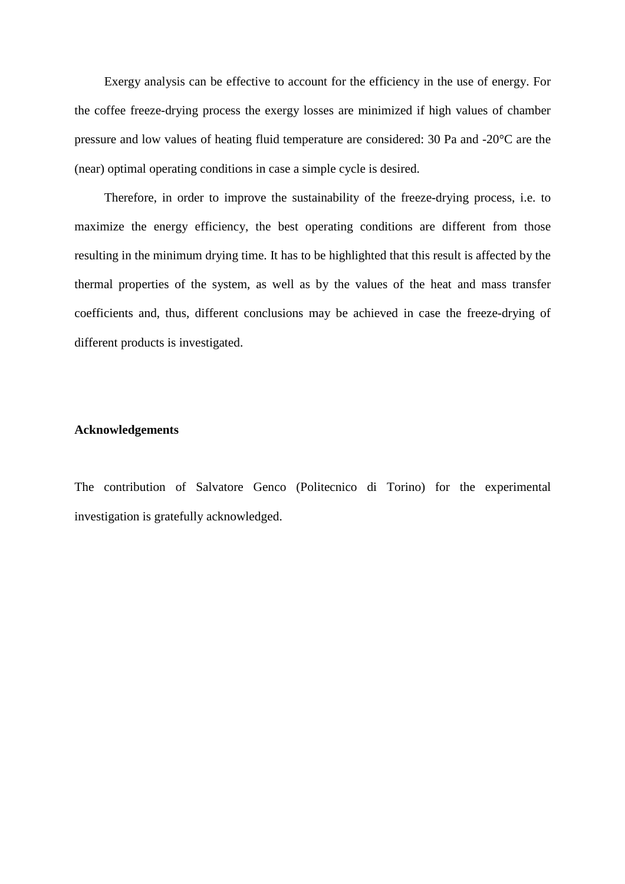Exergy analysis can be effective to account for the efficiency in the use of energy. For the coffee freeze-drying process the exergy losses are minimized if high values of chamber pressure and low values of heating fluid temperature are considered: 30 Pa and -20°C are the (near) optimal operating conditions in case a simple cycle is desired.

Therefore, in order to improve the sustainability of the freeze-drying process, i.e. to maximize the energy efficiency, the best operating conditions are different from those resulting in the minimum drying time. It has to be highlighted that this result is affected by the thermal properties of the system, as well as by the values of the heat and mass transfer coefficients and, thus, different conclusions may be achieved in case the freeze-drying of different products is investigated.

## Acknowledgements

The contribution of Salvatore Genco (Politecnico di Torino) for the experimental investigation is gratefully acknowledged.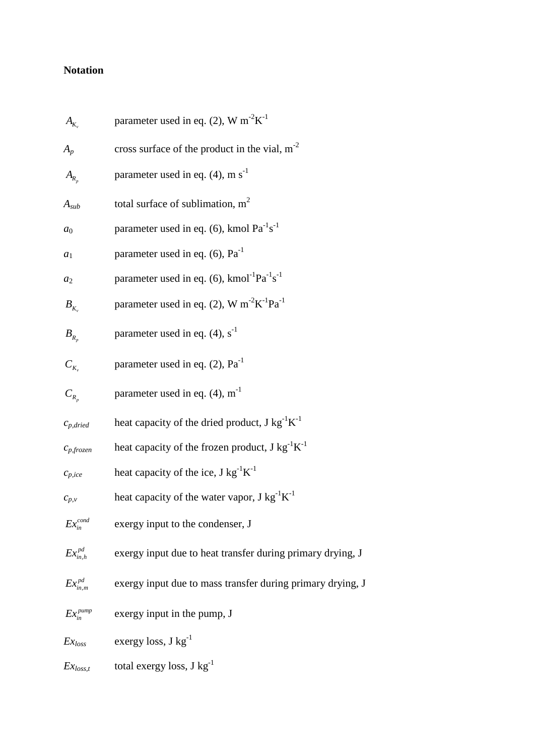**Notation**

| | |
|---|---|
| $A_{K_v}$ | parameter used in eq. (2), W m$^{-2}$K$^{-1}$ |
| $A_p$ | cross surface of the product in the vial, m$^{-2}$ |
| $A_{R_p}$ | parameter used in eq. (4), m s$^{-1}$ |
| $A_{sub}$ | total surface of sublimation, m$^{2}$ |
| $a_0$ | parameter used in eq. (6), kmol Pa$^{-1}$s$^{-1}$ |
| $a_1$ | parameter used in eq. (6), Pa$^{-1}$ |
| $a_2$ | parameter used in eq. (6), kmol$^{-1}$Pa$^{-1}$s$^{-1}$ |
| $B_{K_v}$ | parameter used in eq. (2), W m$^{-2}$K$^{-1}$Pa$^{-1}$ |
| $B_{R_p}$ | parameter used in eq. (4), s$^{-1}$ |
| $C_{K_v}$ | parameter used in eq. (2), Pa$^{-1}$ |
| $C_{R_p}$ | parameter used in eq. (4), m$^{-1}$ |
| $c_{p,dried}$ | heat capacity of the dried product, J kg$^{-1}$K$^{-1}$ |
| $c_{p,frozen}$ | heat capacity of the frozen product, J kg$^{-1}$K$^{-1}$ |
| $c_{p,ice}$ | heat capacity of the ice, J kg$^{-1}$K$^{-1}$ |
| $c_{p,v}$ | heat capacity of the water vapor, J kg$^{-1}$K$^{-1}$ |
| $Ex_{in}^{cond}$ | exergy input to the condenser, J |
| $Ex_{in,h}^{pd}$ | exergy input due to heat transfer during primary drying, J |
| $Ex_{in,m}^{pd}$ | exergy input due to mass transfer during primary drying, J |
| $Ex_{in}^{pump}$ | exergy input in the pump, J |
| $Ex_{loss}$ | exergy loss, J kg$^{-1}$ |
| $Ex_{loss,t}$ | total exergy loss, J kg$^{-1}$ |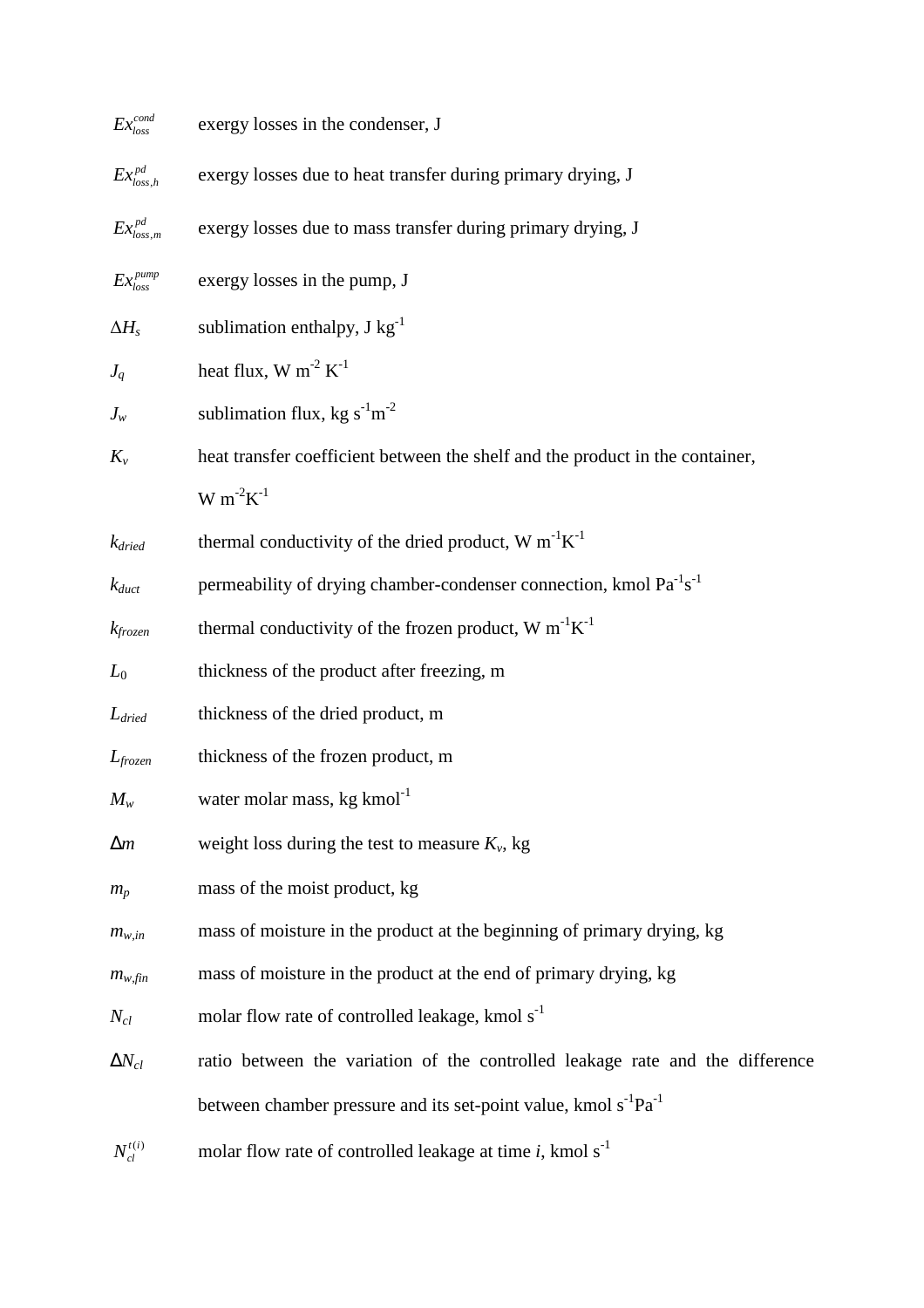$Ex_{loss}^{cond}$ exergy losses in the condenser, J

$Ex_{loss,h}^{pd}$ exergy losses due to heat transfer during primary drying, J

$Ex_{loss,m}^{pd}$ exergy losses due to mass transfer during primary drying, J

$Ex_{loss}^{pump}$ exergy losses in the pump, J

$\Delta H_s$ sublimation enthalpy, J $kg^{-1}$

$J_q$ heat flux, W $m^{-2}$ $K^{-1}$

$J_w$ sublimation flux, kg $s^{-1}m^{-2}$

$K_v$ heat transfer coefficient between the shelf and the product in the container, W $m^{-2}K^{-1}$

$k_{dried}$ thermal conductivity of the dried product, W $m^{-1}K^{-1}$

$k_{duct}$ permeability of drying chamber-condenser connection, kmol $Pa^{-1}s^{-1}$

$k_{frozen}$ thermal conductivity of the frozen product, W $m^{-1}K^{-1}$

$L_0$ thickness of the product after freezing, m

$L_{dried}$ thickness of the dried product, m

$L_{frozen}$ thickness of the frozen product, m

$M_w$ water molar mass, kg $kmol^{-1}$

$\Delta m$ weight loss during the test to measure $K_v$, kg

$m_p$ mass of the moist product, kg

$m_{w,in}$ mass of moisture in the product at the beginning of primary drying, kg

$m_{w,fin}$ mass of moisture in the product at the end of primary drying, kg

$N_{cl}$ molar flow rate of controlled leakage, kmol $s^{-1}$

$\Delta N_{cl}$ ratio between the variation of the controlled leakage rate and the difference between chamber pressure and its set-point value, kmol $s^{-1}Pa^{-1}$

$N_{cl}^{t(i)}$ molar flow rate of controlled leakage at time $i$, kmol $s^{-1}$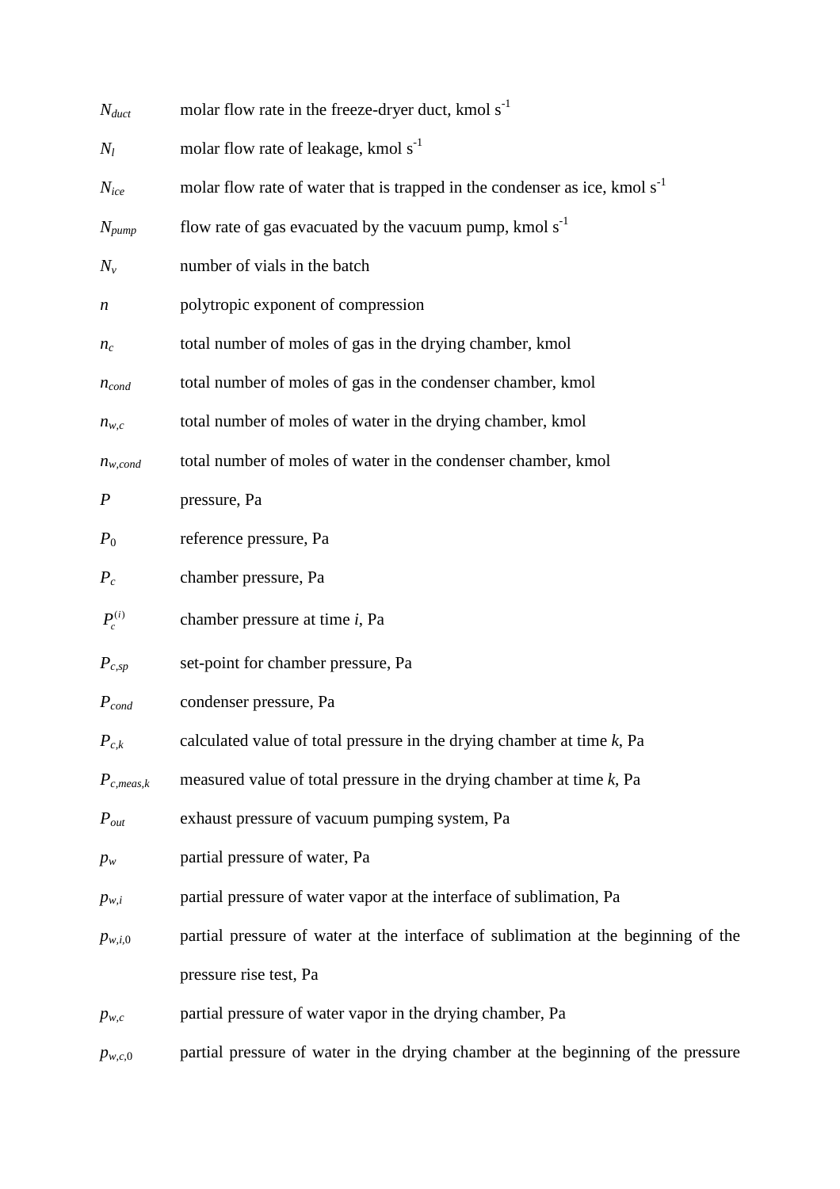| | |
|---|---|
| $N_{duct}$ | molar flow rate in the freeze-dryer duct, kmol $s^{-1}$ |
| $N_l$ | molar flow rate of leakage, kmol $s^{-1}$ |
| $N_{ice}$ | molar flow rate of water that is trapped in the condenser as ice, kmol $s^{-1}$ |
| $N_{pump}$ | flow rate of gas evacuated by the vacuum pump, kmol $s^{-1}$ |
| $N_v$ | number of vials in the batch |
| $n$ | polytropic exponent of compression |
| $n_c$ | total number of moles of gas in the drying chamber, kmol |
| $n_{cond}$ | total number of moles of gas in the condenser chamber, kmol |
| $n_{w,c}$ | total number of moles of water in the drying chamber, kmol |
| $n_{w,cond}$ | total number of moles of water in the condenser chamber, kmol |
| $P$ | pressure, Pa |
| $P_0$ | reference pressure, Pa |
| $P_c$ | chamber pressure, Pa |
| $P_c^{(i)}$ | chamber pressure at time $i$, Pa |
| $P_{c,sp}$ | set-point for chamber pressure, Pa |
| $P_{cond}$ | condenser pressure, Pa |
| $P_{c,k}$ | calculated value of total pressure in the drying chamber at time $k$, Pa |
| $P_{c,meas,k}$ | measured value of total pressure in the drying chamber at time $k$, Pa |
| $P_{out}$ | exhaust pressure of vacuum pumping system, Pa |
| $p_w$ | partial pressure of water, Pa |
| $p_{w,i}$ | partial pressure of water vapor at the interface of sublimation, Pa |
| $p_{w,i,0}$ | partial pressure of water at the interface of sublimation at the beginning of the pressure rise test, Pa |
| $p_{w,c}$ | partial pressure of water vapor in the drying chamber, Pa |
| $p_{w,c,0}$ | partial pressure of water in the drying chamber at the beginning of the pressure |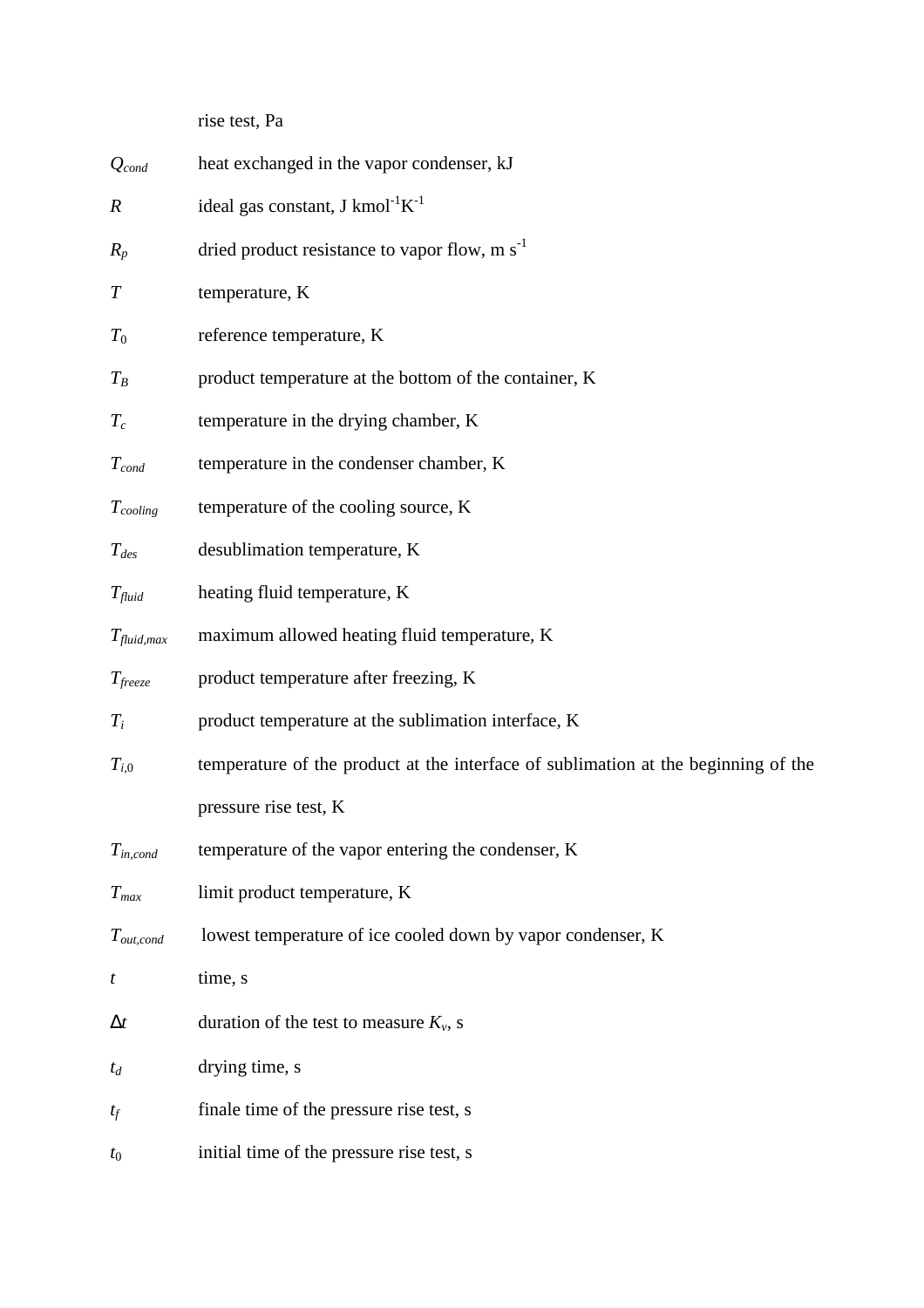rise test, Pa

| | |
|---|---|
| $Q_{cond}$ | heat exchanged in the vapor condenser, kJ |
| $R$ | ideal gas constant, J kmol$^{-1}$K$^{-1}$ |
| $R_p$ | dried product resistance to vapor flow, m s$^{-1}$ |
| $T$ | temperature, K |
| $T_0$ | reference temperature, K |
| $T_B$ | product temperature at the bottom of the container, K |
| $T_c$ | temperature in the drying chamber, K |
| $T_{cond}$ | temperature in the condenser chamber, K |
| $T_{cooling}$ | temperature of the cooling source, K |
| $T_{des}$ | desublimation temperature, K |
| $T_{fluid}$ | heating fluid temperature, K |
| $T_{fluid,max}$ | maximum allowed heating fluid temperature, K |
| $T_{freeze}$ | product temperature after freezing, K |
| $T_i$ | product temperature at the sublimation interface, K |
| $T_{i,0}$ | temperature of the product at the interface of sublimation at the beginning of the pressure rise test, K |
| $T_{in,cond}$ | temperature of the vapor entering the condenser, K |
| $T_{max}$ | limit product temperature, K |
| $T_{out,cond}$ | lowest temperature of ice cooled down by vapor condenser, K |
| $t$ | time, s |
| $\Delta t$ | duration of the test to measure $K_v$, s |
| $t_d$ | drying time, s |
| $t_f$ | finale time of the pressure rise test, s |
| $t_0$ | initial time of the pressure rise test, s |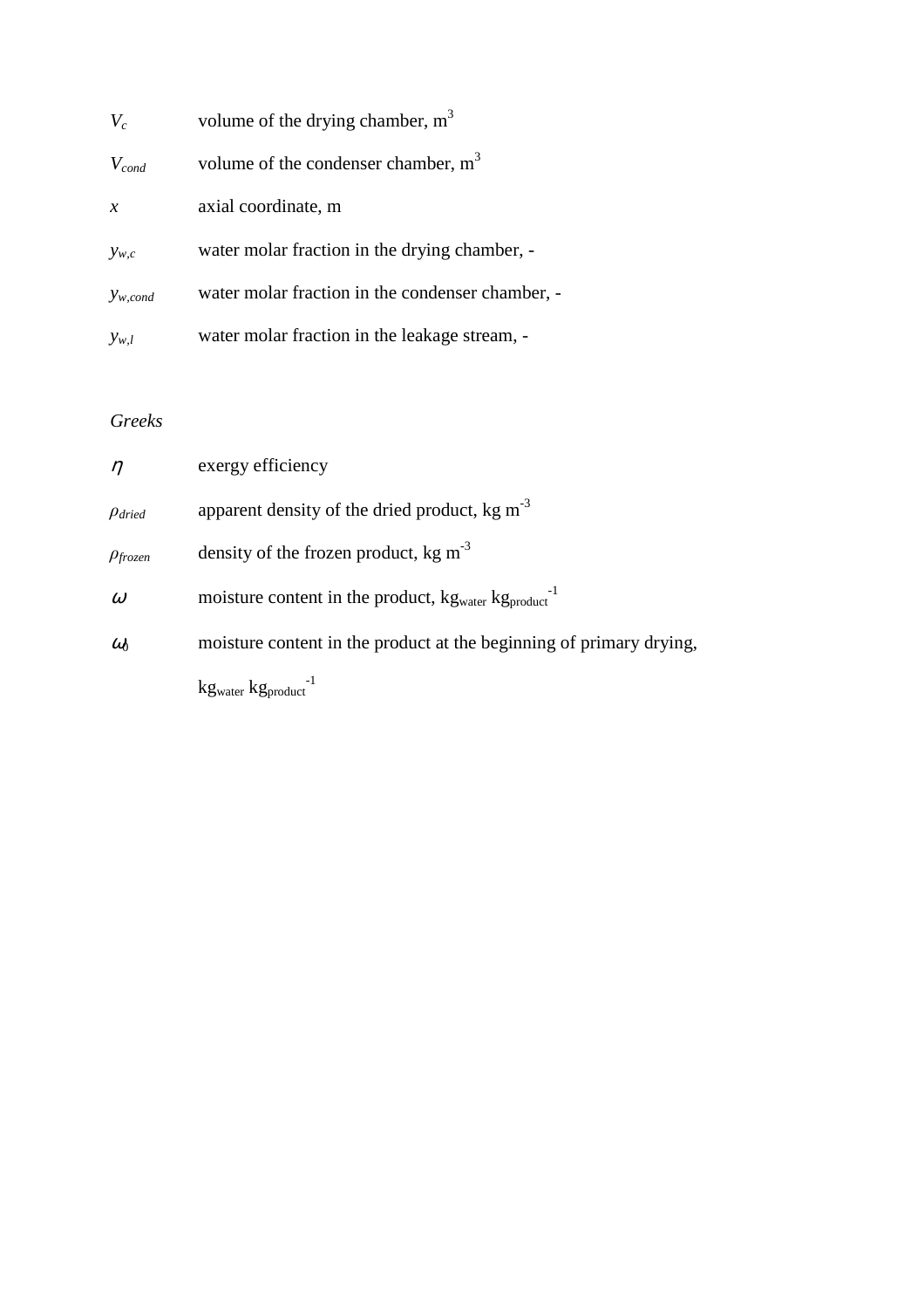$V_c$ volume of the drying chamber, $m^3$

$V_{cond}$ volume of the condenser chamber, $m^3$

$x$ axial coordinate, m

$y_{w,c}$ water molar fraction in the drying chamber, -

$y_{w,cond}$ water molar fraction in the condenser chamber, -

$y_{w,l}$ water molar fraction in the leakage stream, -

*Greeks*

$\eta$ exergy efficiency

$\rho_{dried}$ apparent density of the dried product, kg $m^{-3}$

$\rho_{frozen}$ density of the frozen product, kg $m^{-3}$

$\omega$ moisture content in the product, $kg_{water}$ $kg_{product}^{-1}$

$\omega_0$ moisture content in the product at the beginning of primary drying, $kg_{water}$ $kg_{product}^{-1}$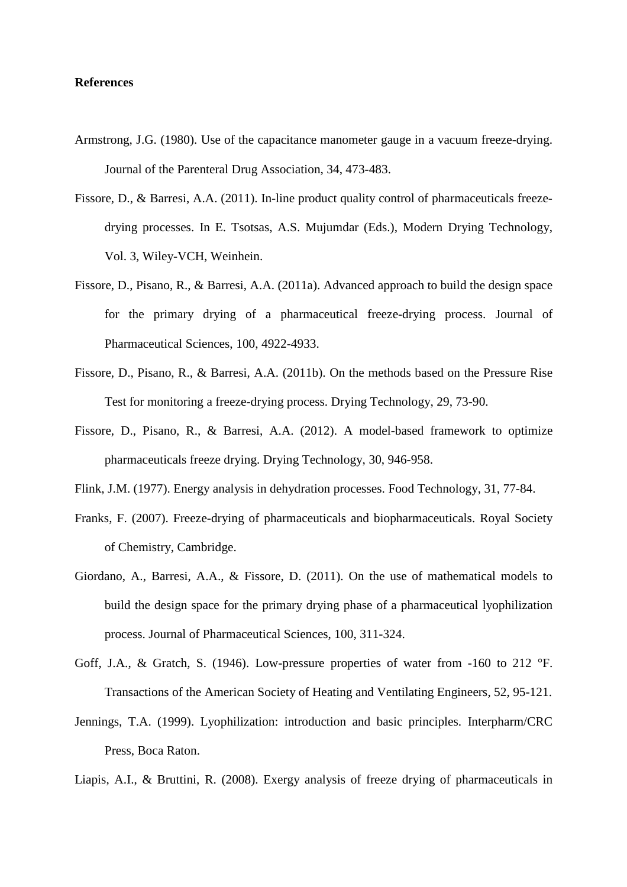**References**

Armstrong, J.G. (1980). Use of the capacitance manometer gauge in a vacuum freeze-drying. Journal of the Parenteral Drug Association, 34, 473-483.

Fissore, D., & Barresi, A.A. (2011). In-line product quality control of pharmaceuticals freeze-drying processes. In E. Tsotsas, A.S. Mujumdar (Eds.), Modern Drying Technology, Vol. 3, Wiley-VCH, Weinhein.

Fissore, D., Pisano, R., & Barresi, A.A. (2011a). Advanced approach to build the design space for the primary drying of a pharmaceutical freeze-drying process. Journal of Pharmaceutical Sciences, 100, 4922-4933.

Fissore, D., Pisano, R., & Barresi, A.A. (2011b). On the methods based on the Pressure Rise Test for monitoring a freeze-drying process. Drying Technology, 29, 73-90.

Fissore, D., Pisano, R., & Barresi, A.A. (2012). A model-based framework to optimize pharmaceuticals freeze drying. Drying Technology, 30, 946-958.

Flink, J.M. (1977). Energy analysis in dehydration processes. Food Technology, 31, 77-84.

Franks, F. (2007). Freeze-drying of pharmaceuticals and biopharmaceuticals. Royal Society of Chemistry, Cambridge.

Giordano, A., Barresi, A.A., & Fissore, D. (2011). On the use of mathematical models to build the design space for the primary drying phase of a pharmaceutical lyophilization process. Journal of Pharmaceutical Sciences, 100, 311-324.

Goff, J.A., & Gratch, S. (1946). Low-pressure properties of water from -160 to 212 °F. Transactions of the American Society of Heating and Ventilating Engineers, 52, 95-121.

Jennings, T.A. (1999). Lyophilization: introduction and basic principles. Interpharm/CRC Press, Boca Raton.

Liapis, A.I., & Bruttini, R. (2008). Exergy analysis of freeze drying of pharmaceuticals in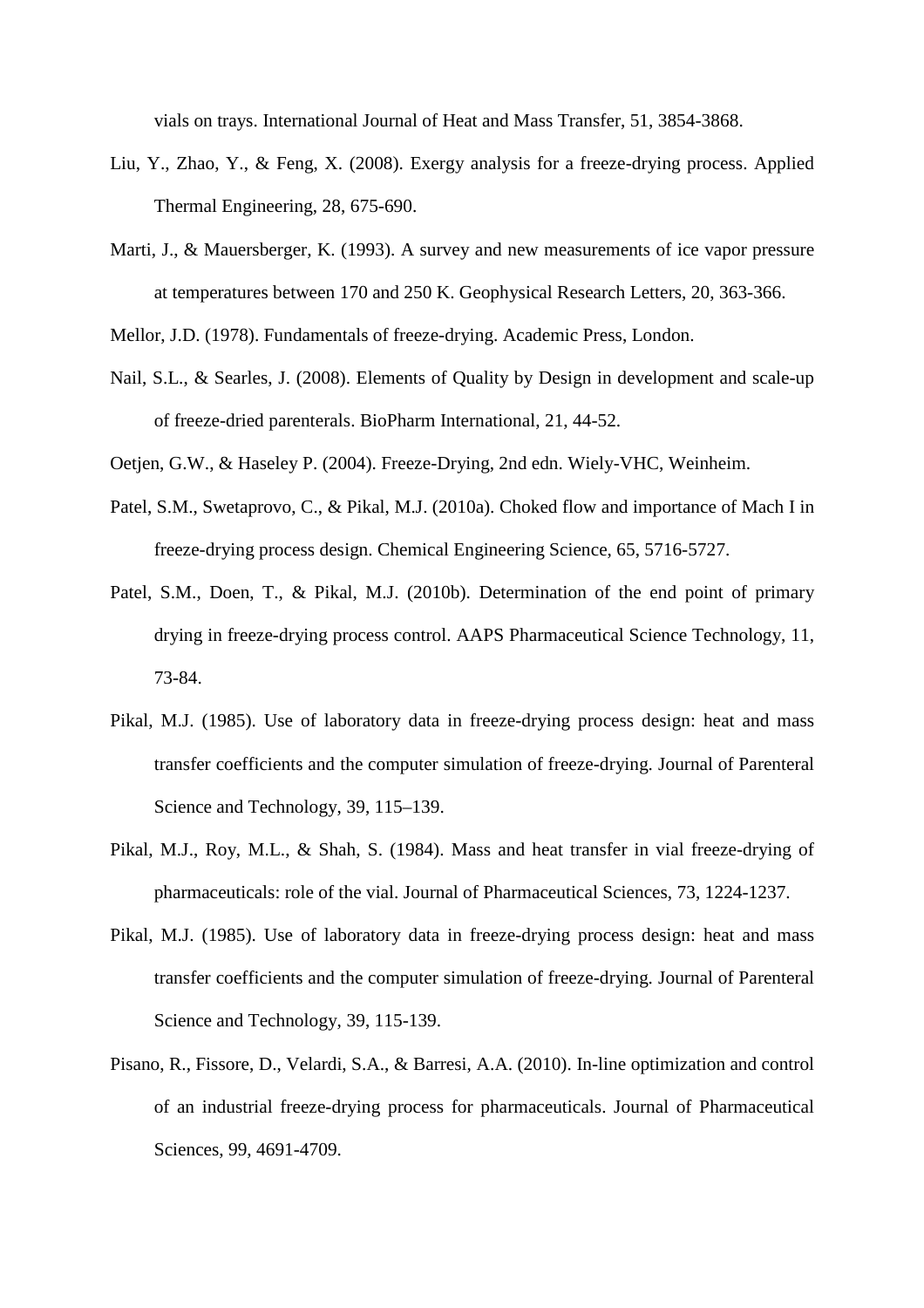vials on trays. International Journal of Heat and Mass Transfer, 51, 3854-3868.

Liu, Y., Zhao, Y., & Feng, X. (2008). Exergy analysis for a freeze-drying process. Applied Thermal Engineering, 28, 675-690.

Marti, J., & Mauersberger, K. (1993). A survey and new measurements of ice vapor pressure at temperatures between 170 and 250 K. Geophysical Research Letters, 20, 363-366.

Mellor, J.D. (1978). Fundamentals of freeze-drying. Academic Press, London.

Nail, S.L., & Searles, J. (2008). Elements of Quality by Design in development and scale-up of freeze-dried parenterals. BioPharm International, 21, 44-52.

Oetjen, G.W., & Haseley P. (2004). Freeze-Drying, 2nd edn. Wiely-VHC, Weinheim.

Patel, S.M., Swetaprovo, C., & Pikal, M.J. (2010a). Choked flow and importance of Mach I in freeze-drying process design. Chemical Engineering Science, 65, 5716-5727.

Patel, S.M., Doen, T., & Pikal, M.J. (2010b). Determination of the end point of primary drying in freeze-drying process control. AAPS Pharmaceutical Science Technology, 11, 73-84.

Pikal, M.J. (1985). Use of laboratory data in freeze-drying process design: heat and mass transfer coefficients and the computer simulation of freeze-drying. Journal of Parenteral Science and Technology, 39, 115–139.

Pikal, M.J., Roy, M.L., & Shah, S. (1984). Mass and heat transfer in vial freeze-drying of pharmaceuticals: role of the vial. Journal of Pharmaceutical Sciences, 73, 1224-1237.

Pikal, M.J. (1985). Use of laboratory data in freeze-drying process design: heat and mass transfer coefficients and the computer simulation of freeze-drying. Journal of Parenteral Science and Technology, 39, 115-139.

Pisano, R., Fissore, D., Velardi, S.A., & Barresi, A.A. (2010). In-line optimization and control of an industrial freeze-drying process for pharmaceuticals. Journal of Pharmaceutical Sciences, 99, 4691-4709.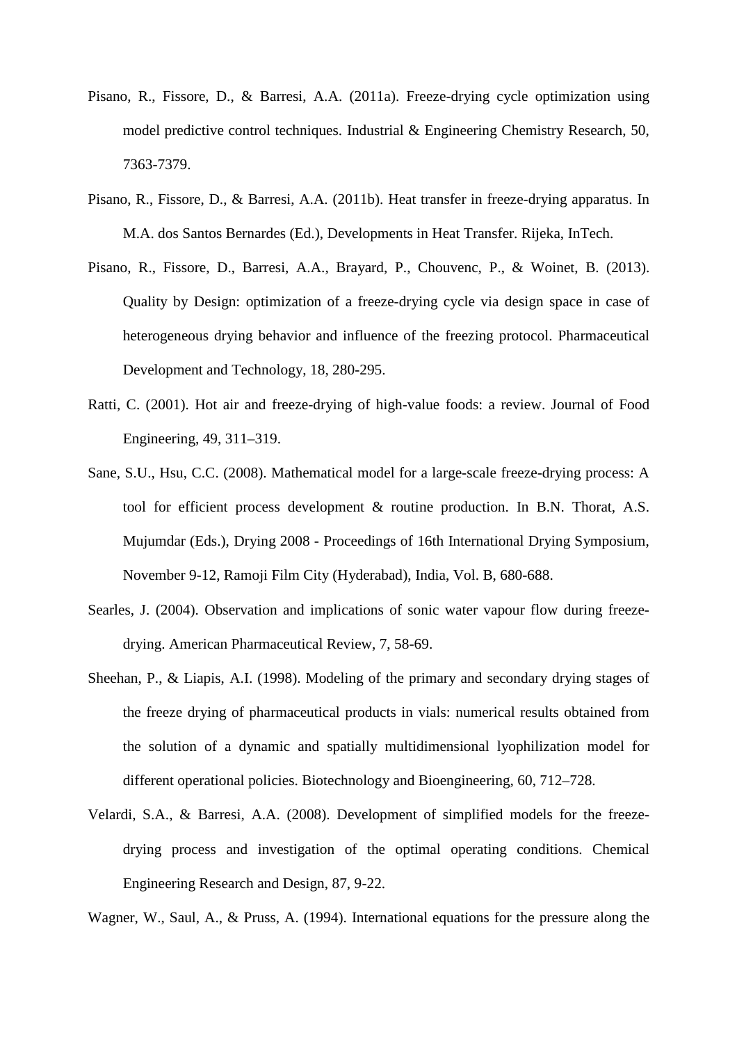Pisano, R., Fissore, D., & Barresi, A.A. (2011a). Freeze-drying cycle optimization using model predictive control techniques. Industrial & Engineering Chemistry Research, 50, 7363-7379.

Pisano, R., Fissore, D., & Barresi, A.A. (2011b). Heat transfer in freeze-drying apparatus. In M.A. dos Santos Bernardes (Ed.), Developments in Heat Transfer. Rijeka, InTech.

Pisano, R., Fissore, D., Barresi, A.A., Brayard, P., Chouvenc, P., & Woinet, B. (2013). Quality by Design: optimization of a freeze-drying cycle via design space in case of heterogeneous drying behavior and influence of the freezing protocol. Pharmaceutical Development and Technology, 18, 280-295.

Ratti, C. (2001). Hot air and freeze-drying of high-value foods: a review. Journal of Food Engineering, 49, 311–319.

Sane, S.U., Hsu, C.C. (2008). Mathematical model for a large-scale freeze-drying process: A tool for efficient process development & routine production. In B.N. Thorat, A.S. Mujumdar (Eds.), Drying 2008 - Proceedings of 16th International Drying Symposium, November 9-12, Ramoji Film City (Hyderabad), India, Vol. B, 680-688.

Searles, J. (2004). Observation and implications of sonic water vapour flow during freeze-drying. American Pharmaceutical Review, 7, 58-69.

Sheehan, P., & Liapis, A.I. (1998). Modeling of the primary and secondary drying stages of the freeze drying of pharmaceutical products in vials: numerical results obtained from the solution of a dynamic and spatially multidimensional lyophilization model for different operational policies. Biotechnology and Bioengineering, 60, 712–728.

Velardi, S.A., & Barresi, A.A. (2008). Development of simplified models for the freeze-drying process and investigation of the optimal operating conditions. Chemical Engineering Research and Design, 87, 9-22.

Wagner, W., Saul, A., & Pruss, A. (1994). International equations for the pressure along the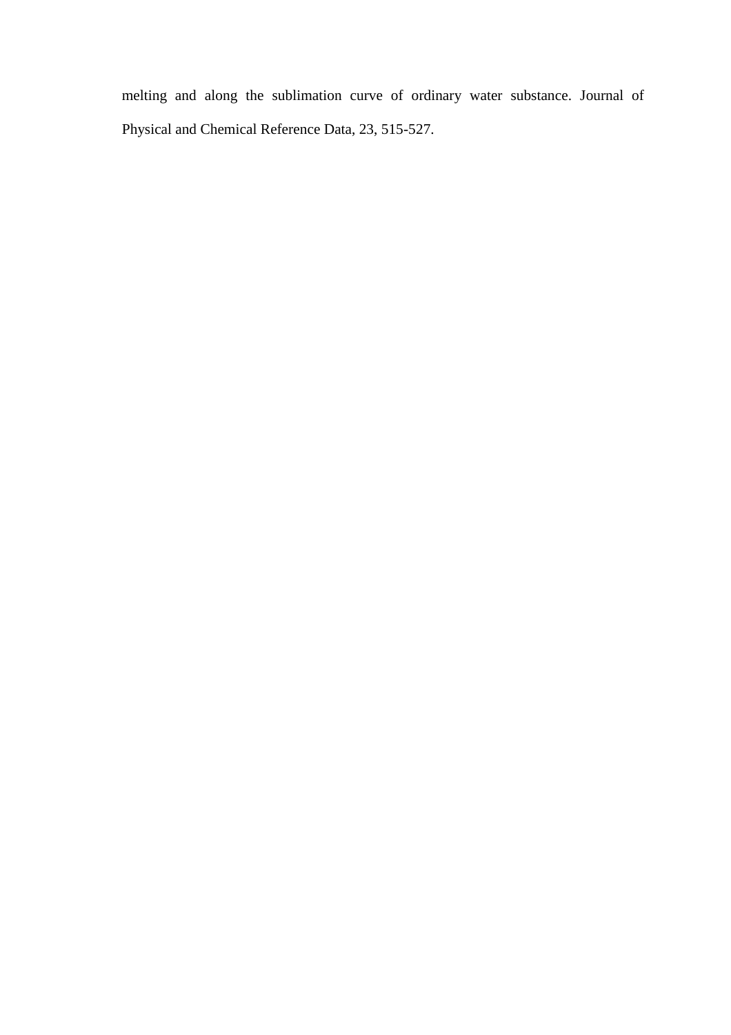melting and along the sublimation curve of ordinary water substance. Journal of Physical and Chemical Reference Data, 23, 515-527.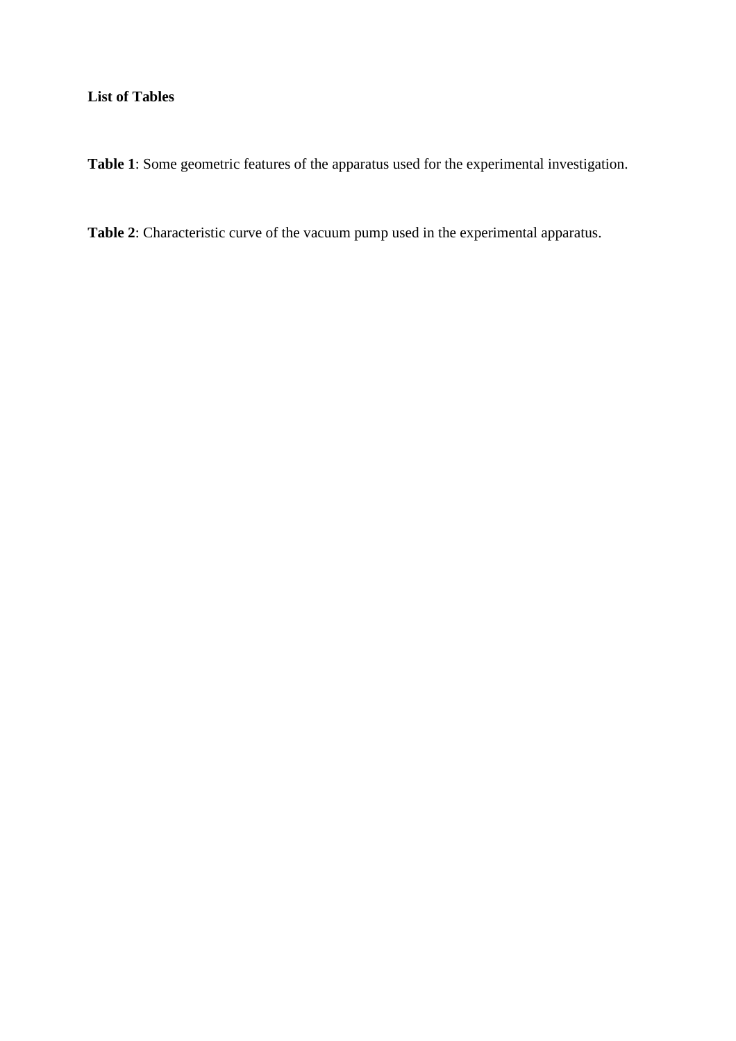**List of Tables**

**Table 1**: Some geometric features of the apparatus used for the experimental investigation.

**Table 2**: Characteristic curve of the vacuum pump used in the experimental apparatus.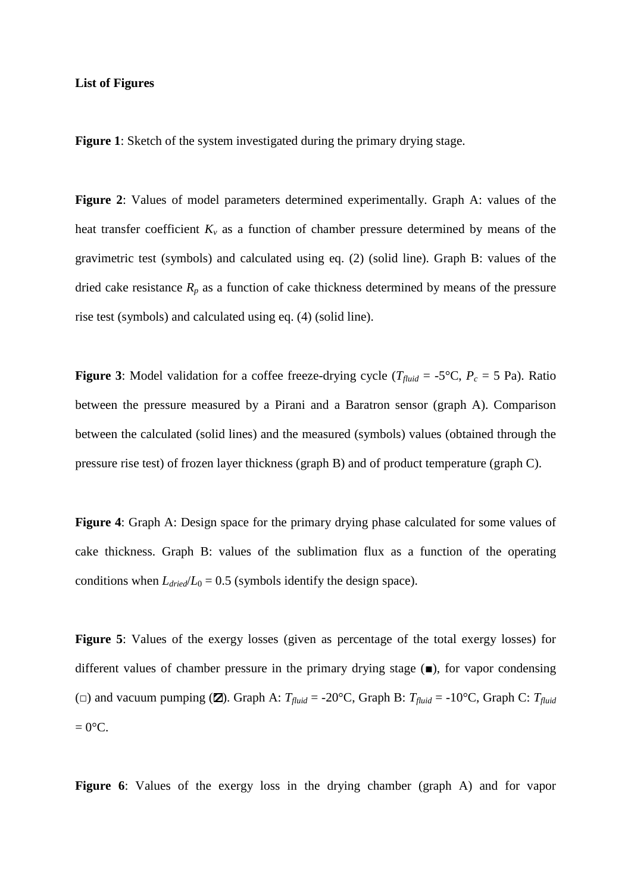**List of Figures**

**Figure 1**: Sketch of the system investigated during the primary drying stage.

**Figure 2**: Values of model parameters determined experimentally. Graph A: values of the heat transfer coefficient $K_v$ as a function of chamber pressure determined by means of the gravimetric test (symbols) and calculated using eq. (2) (solid line). Graph B: values of the dried cake resistance $R_p$ as a function of cake thickness determined by means of the pressure rise test (symbols) and calculated using eq. (4) (solid line).

**Figure 3**: Model validation for a coffee freeze-drying cycle ($T_{fluid}$ = -5°C, $P_c$ = 5 Pa). Ratio between the pressure measured by a Pirani and a Baratron sensor (graph A). Comparison between the calculated (solid lines) and the measured (symbols) values (obtained through the pressure rise test) of frozen layer thickness (graph B) and of product temperature (graph C).

**Figure 4**: Graph A: Design space for the primary drying phase calculated for some values of cake thickness. Graph B: values of the sublimation flux as a function of the operating conditions when $L_{dried}/L_0 = 0.5$ (symbols identify the design space).

**Figure 5**: Values of the exergy losses (given as percentage of the total exergy losses) for different values of chamber pressure in the primary drying stage (■), for vapor condensing (□) and vacuum pumping (▨). Graph A: $T_{fluid}$ = -20°C, Graph B: $T_{fluid}$ = -10°C, Graph C: $T_{fluid}$ = 0°C.

**Figure 6**: Values of the exergy loss in the drying chamber (graph A) and for vapor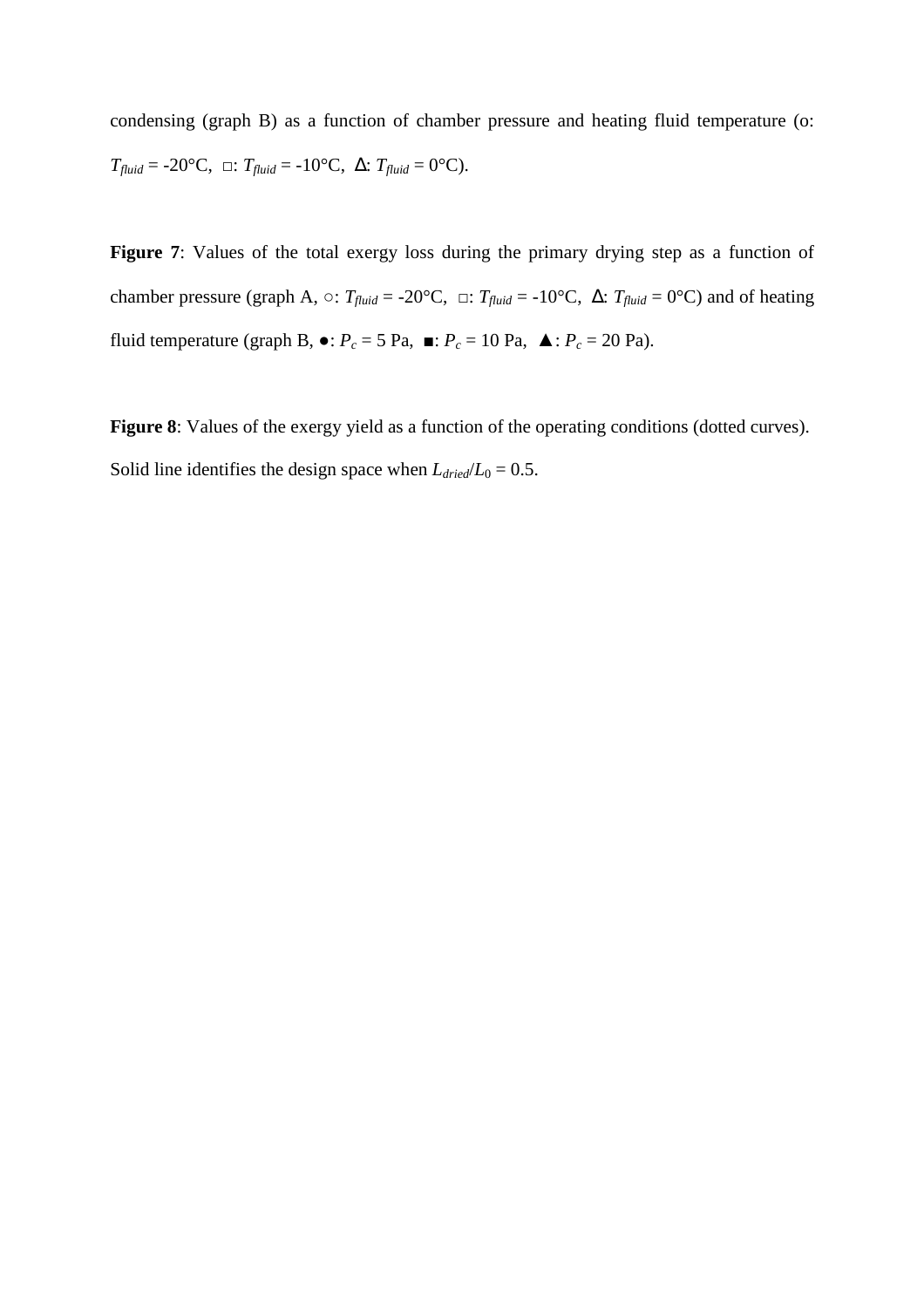condensing (graph B) as a function of chamber pressure and heating fluid temperature (o: $T_{fluid}$ = -20°C, □: $T_{fluid}$ = -10°C, Δ: $T_{fluid}$ = 0°C).

**Figure 7**: Values of the total exergy loss during the primary drying step as a function of chamber pressure (graph A, ○: $T_{fluid}$ = -20°C, □: $T_{fluid}$ = -10°C, Δ: $T_{fluid}$ = 0°C) and of heating fluid temperature (graph B, ●: $P_c$ = 5 Pa, ■: $P_c$ = 10 Pa, ▲: $P_c$ = 20 Pa).

**Figure 8**: Values of the exergy yield as a function of the operating conditions (dotted curves). Solid line identifies the design space when $L_{dried}/L_0$ = 0.5.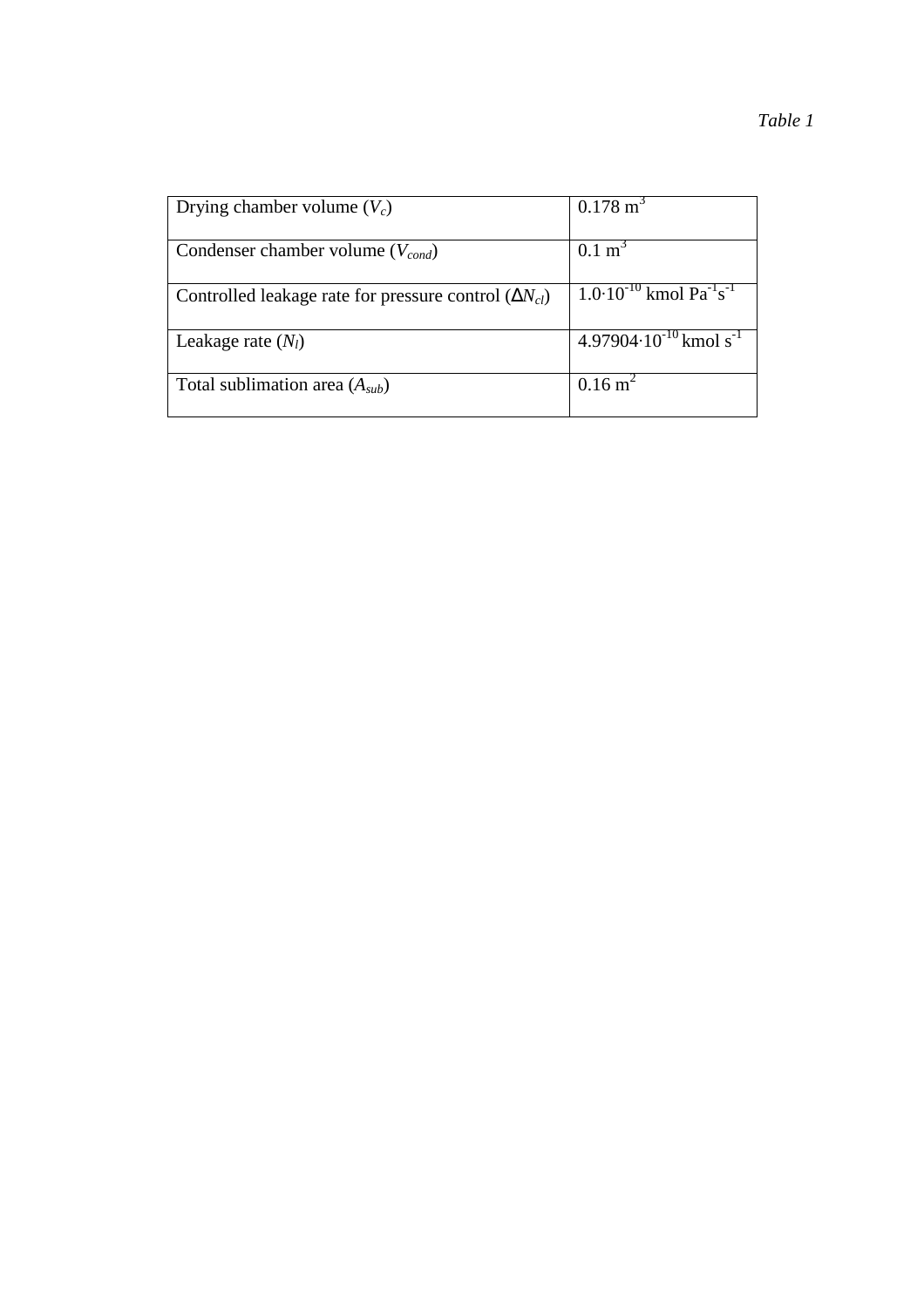*Table 1*

| Drying chamber volume ($V_c$) | 0.178 $m^3$ |
|---|---|
| Condenser chamber volume ($V_{cond}$) | 0.1 $m^3$ |
| Controlled leakage rate for pressure control ($\Delta N_{cl}$) | $1.0 \cdot 10^{-10}$ kmol $Pa^{-1} s^{-1}$ |
| Leakage rate ($N_l$) | $4.97904 \cdot 10^{-10}$ kmol $s^{-1}$ |
| Total sublimation area ($A_{sub}$) | 0.16 $m^2$ |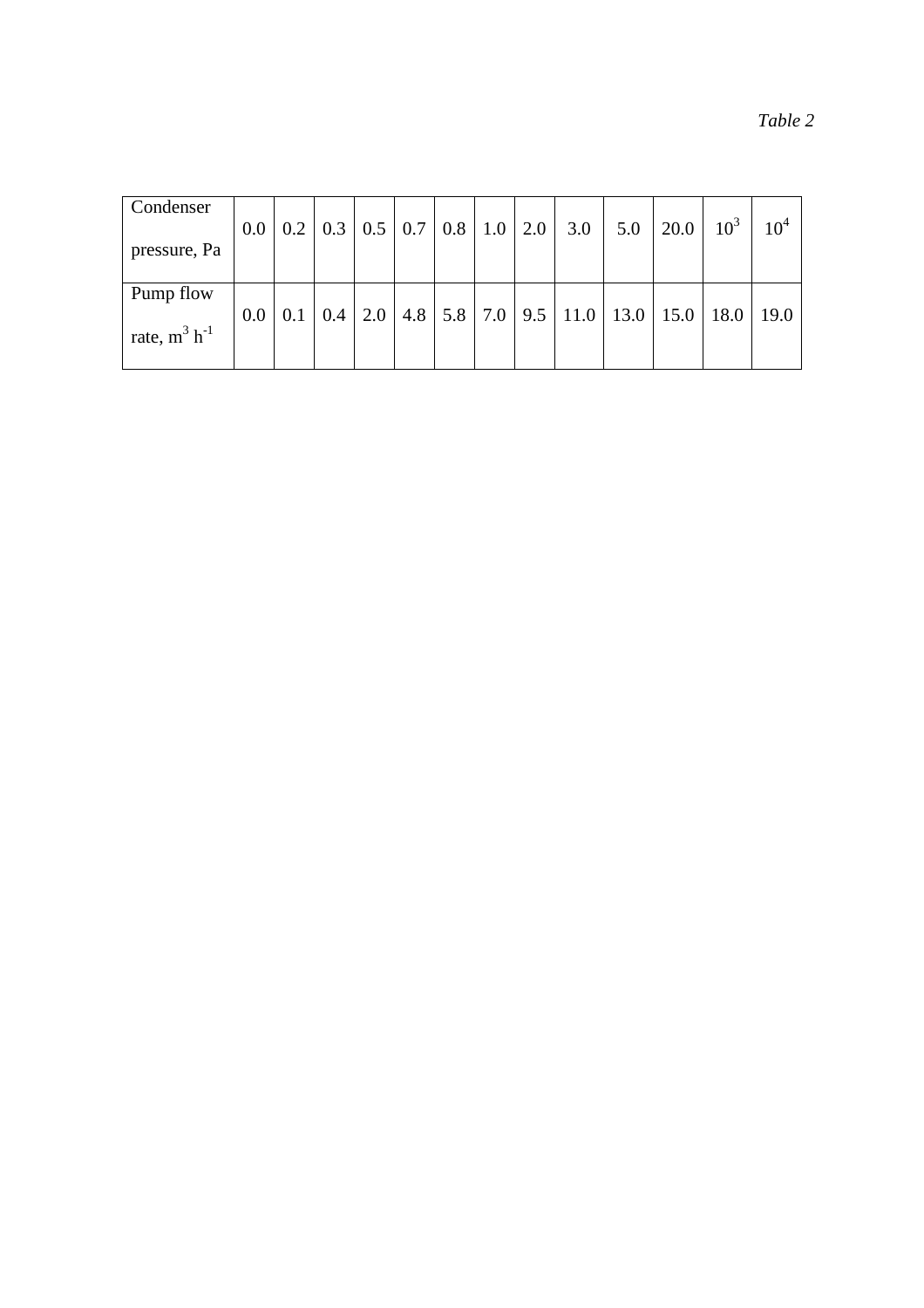*Table 2*

| Condenser pressure, Pa | 0.0 | 0.2 | 0.3 | 0.5 | 0.7 | 0.8 | 1.0 | 2.0 | 3.0 | 5.0 | 20.0 | $10^3$ | $10^4$ |
|---|---|---|---|---|---|---|---|---|---|---|---|---|---|
| Pump flow rate, $m^3$ $h^{-1}$ | 0.0 | 0.1 | 0.4 | 2.0 | 4.8 | 5.8 | 7.0 | 9.5 | 11.0 | 13.0 | 15.0 | 18.0 | 19.0 |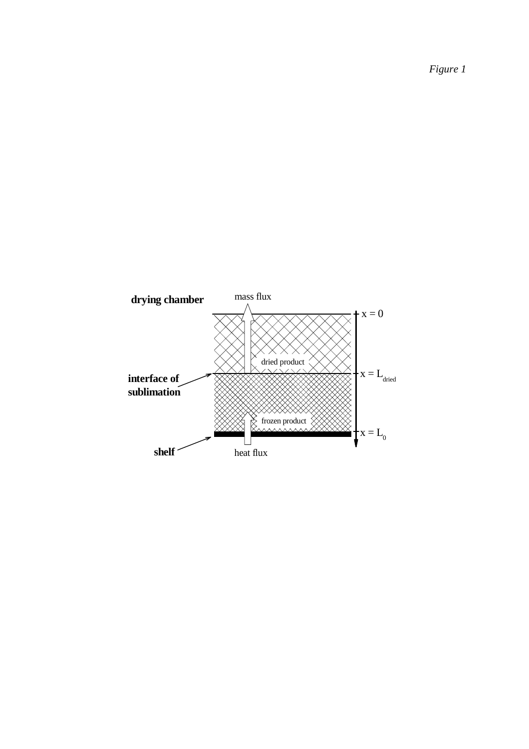*Figure 1*

drying chamber

mass flux

$x = 0$

dried product

interface of sublimation

$x = L_{dried}$

frozen product

$x = L_0$

shelf

heat flux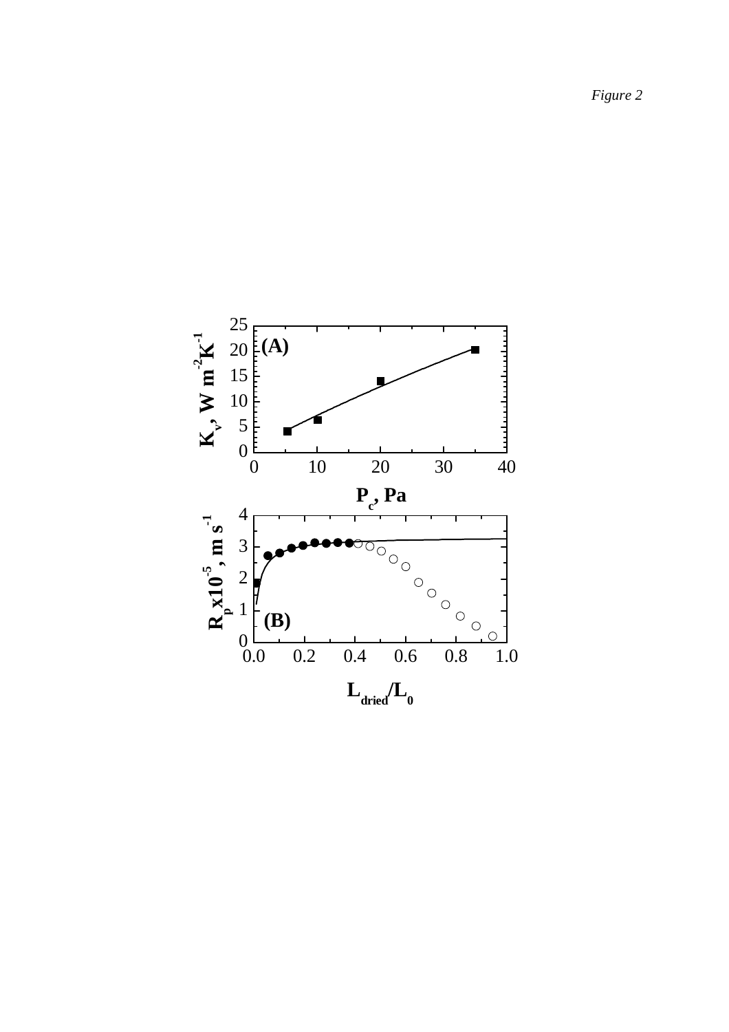*Figure 2*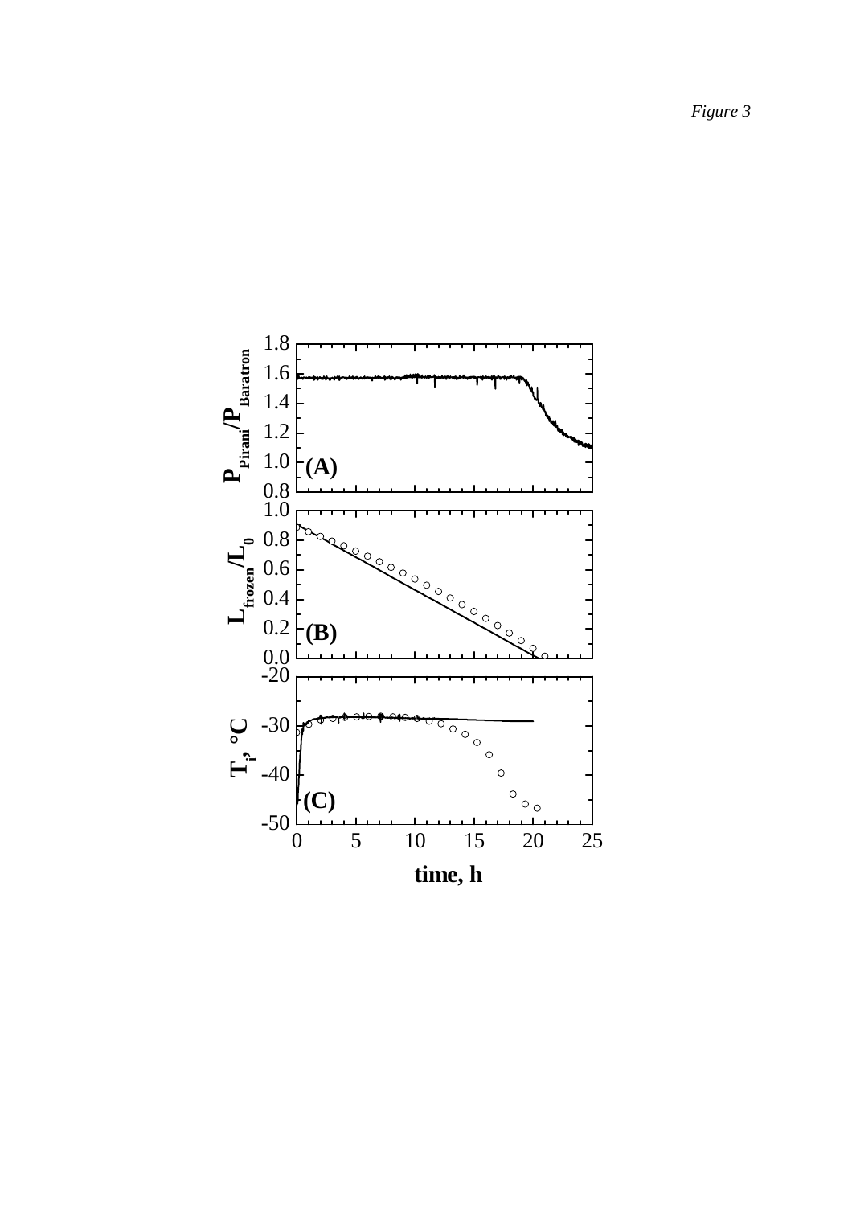*Figure 3*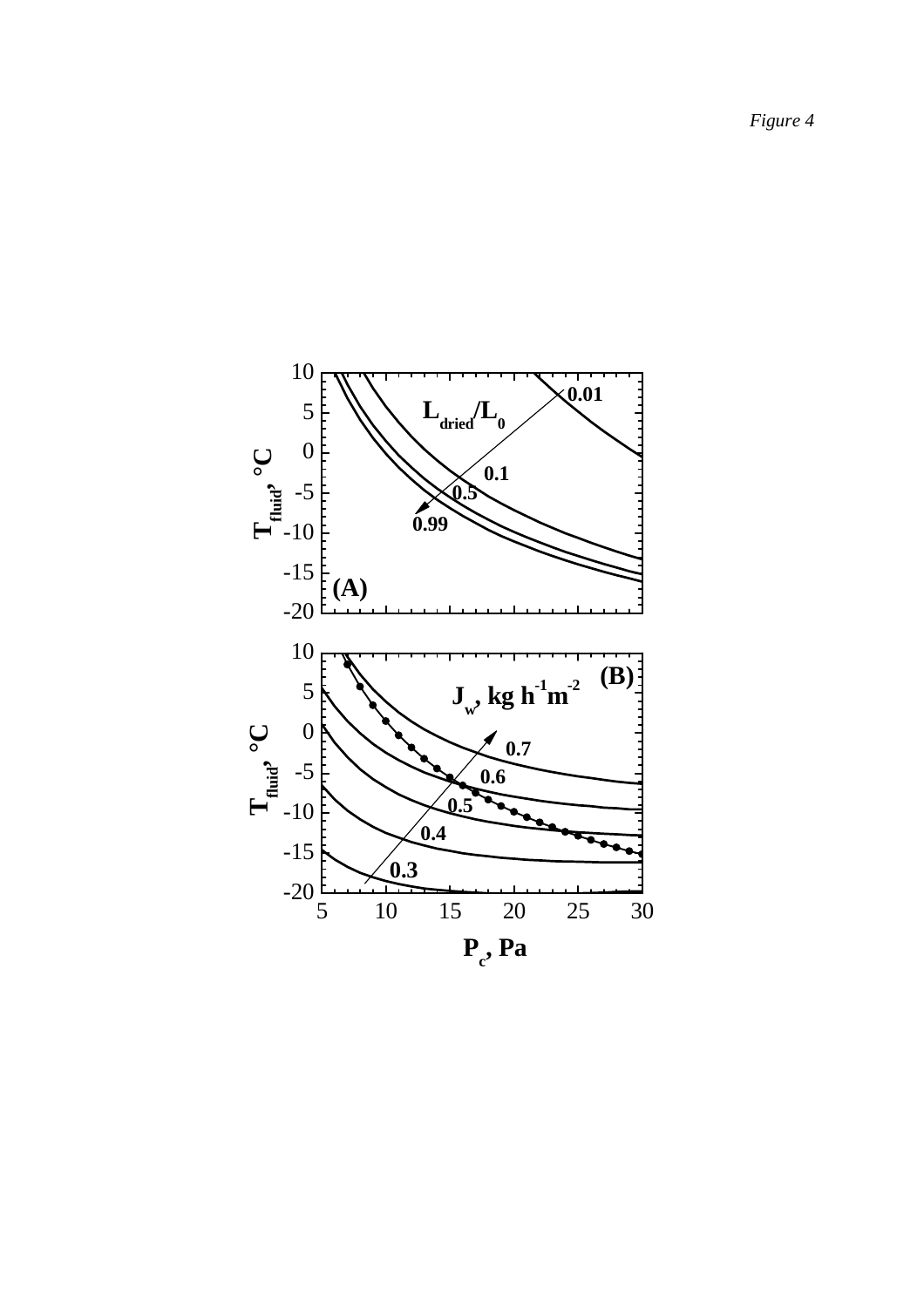*Figure 4*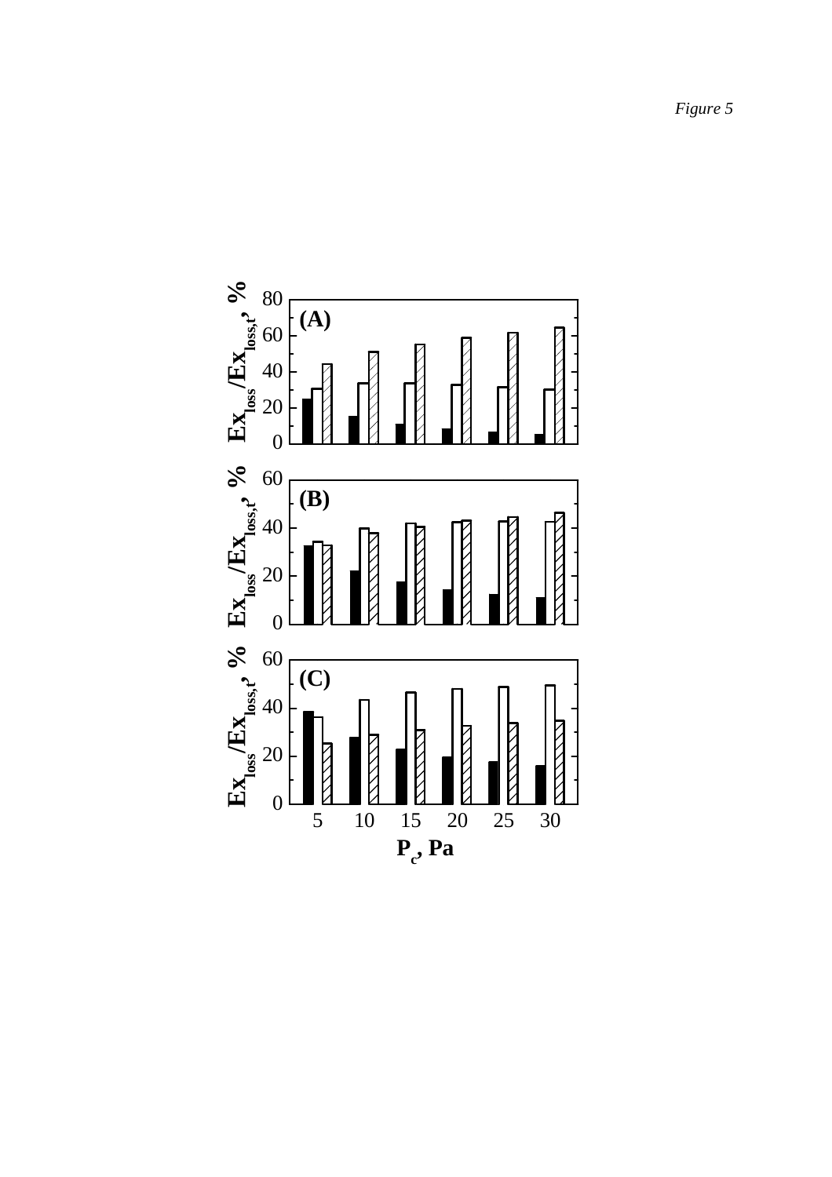*Figure 5*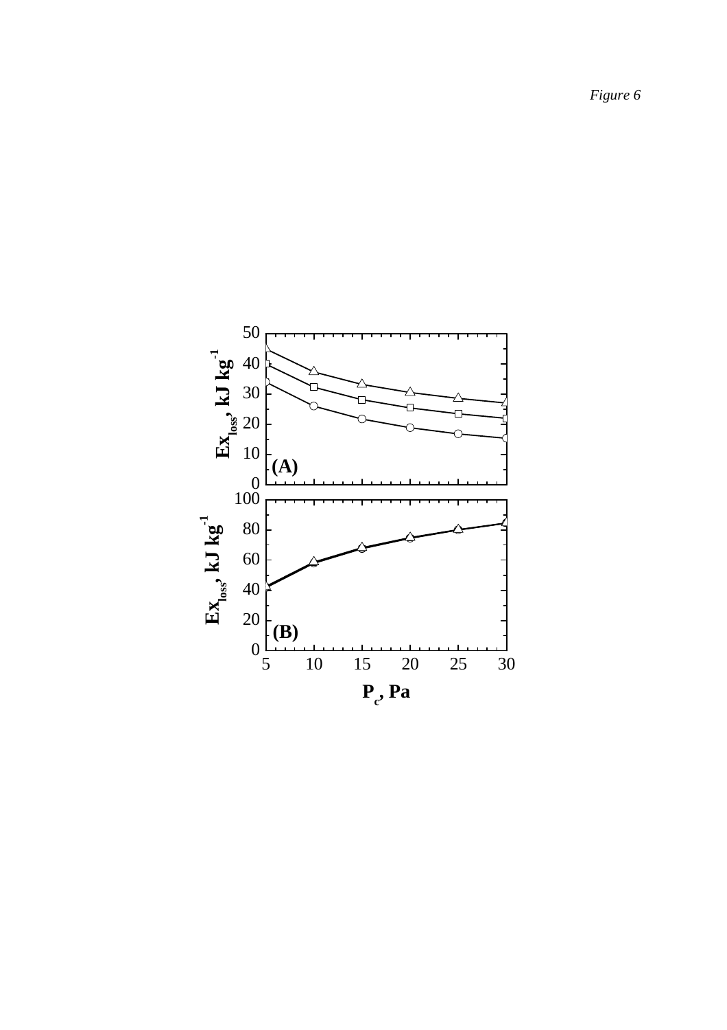*Figure 6*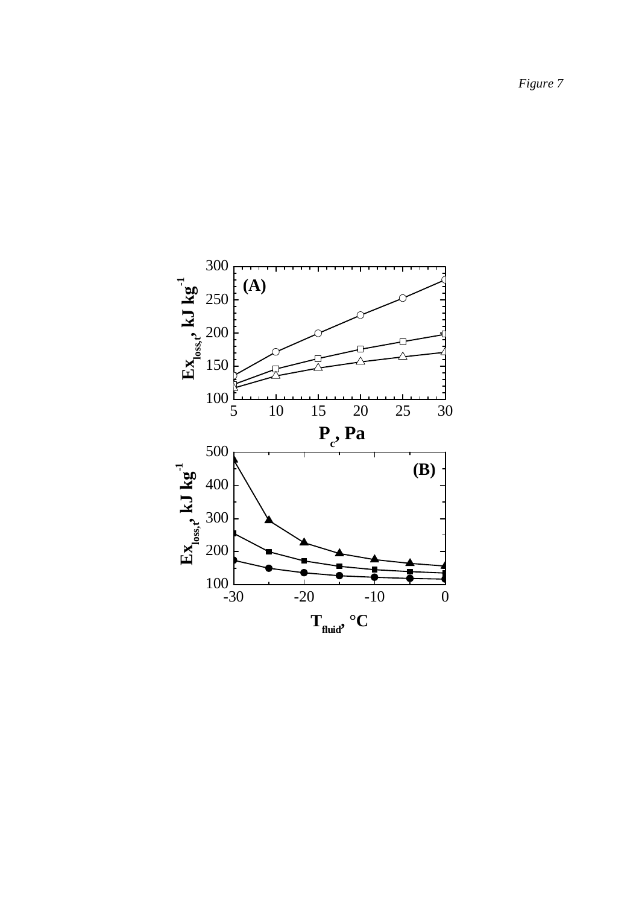*Figure 7*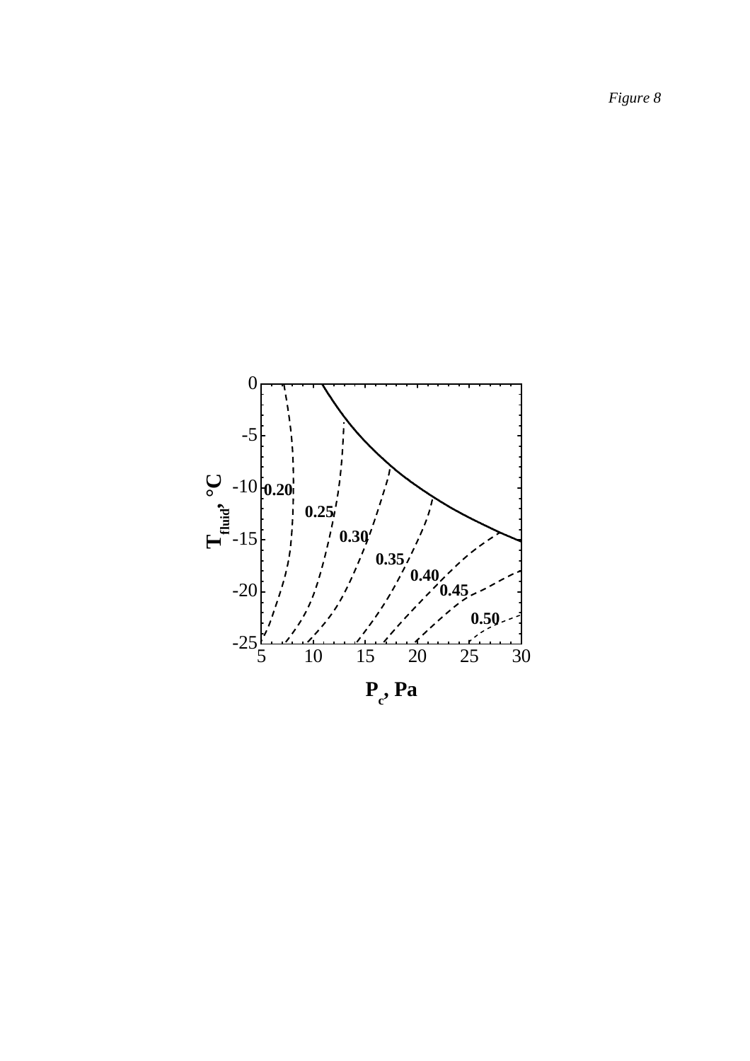*Figure 8*

$T_{fluid}$, °C

0
-5
-10
-15
-20
-25

5
10
15
20
25
30

$P_c$, Pa

0.20
0.25
0.30
0.35
0.40
0.45
0.50